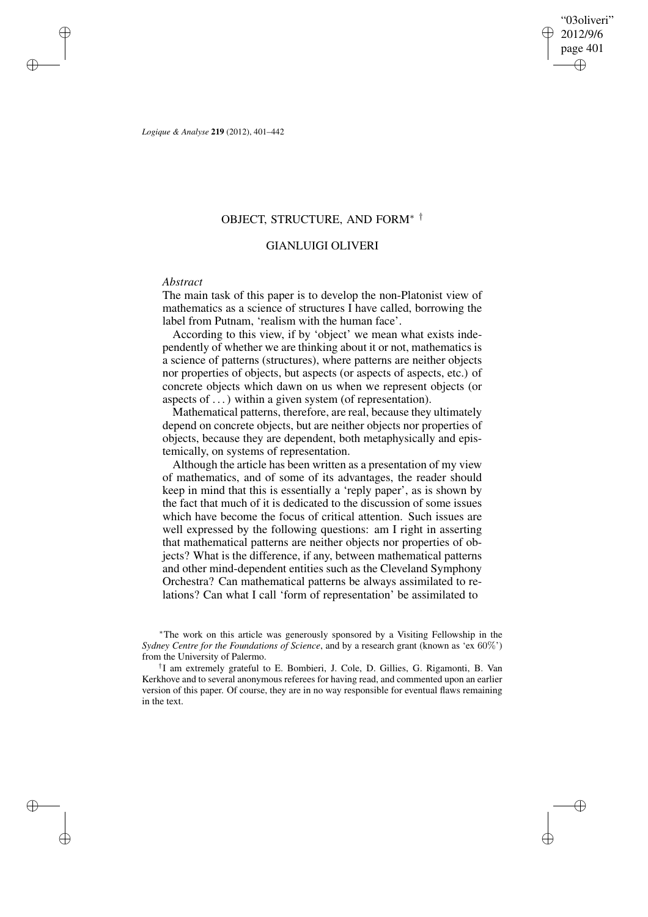# OBJECT, STRUCTURE, AND FORM[*] [†]

## GIANLUIGI OLIVERI

*Abstract*

The main task of this paper is to develop the non-Platonist view of mathematics as a science of structures I have called, borrowing the label from Putnam, 'realism with the human face'.

According to this view, if by 'object' we mean what exists independently of whether we are thinking about it or not, mathematics is a science of patterns (structures), where patterns are neither objects nor properties of objects, but aspects (or aspects of aspects, etc.) of concrete objects which dawn on us when we represent objects (or aspects of ...) within a given system (of representation).

Mathematical patterns, therefore, are real, because they ultimately depend on concrete objects, but are neither objects nor properties of objects, because they are dependent, both metaphysically and epistemically, on systems of representation.

Although the article has been written as a presentation of my view of mathematics, and of some of its advantages, the reader should keep in mind that this is essentially a 'reply paper', as is shown by the fact that much of it is dedicated to the discussion of some issues which have become the focus of critical attention. Such issues are well expressed by the following questions: am I right in asserting that mathematical patterns are neither objects nor properties of objects? What is the difference, if any, between mathematical patterns and other mind-dependent entities such as the Cleveland Symphony Orchestra? Can mathematical patterns be always assimilated to relations? Can what I call 'form of representation' be assimilated to

[*] The work on this article was generously sponsored by a Visiting Fellowship in the *Sydney Centre for the Foundations of Science*, and by a research grant (known as 'ex 60%') from the University of Palermo.

[†] I am extremely grateful to E. Bombieri, J. Cole, D. Gillies, G. Rigamonti, B. Van Kerkhove and to several anonymous referees for having read, and commented upon an earlier version of this paper. Of course, they are in no way responsible for eventual flaws remaining in the text.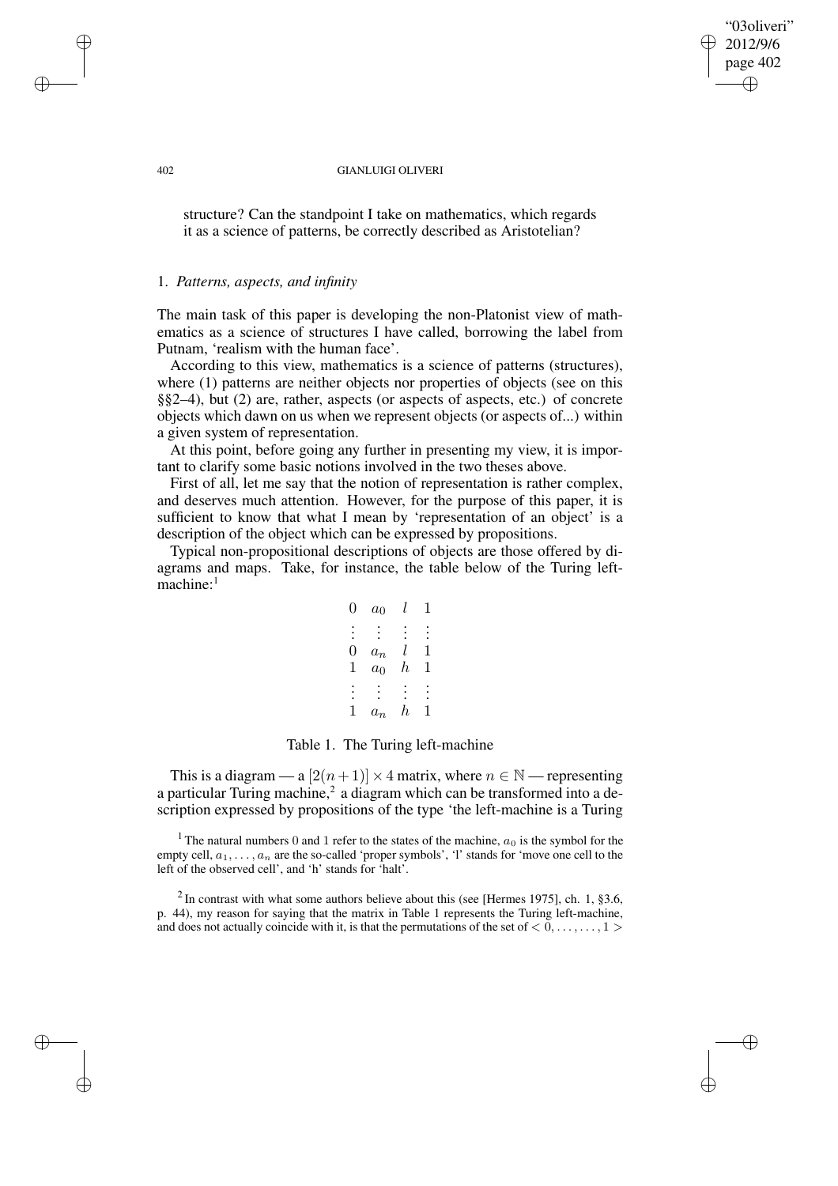structure? Can the standpoint I take on mathematics, which regards it as a science of patterns, be correctly described as Aristotelian?

## 1. *Patterns, aspects, and infinity*

The main task of this paper is developing the non-Platonist view of mathematics as a science of structures I have called, borrowing the label from Putnam, 'realism with the human face'.

According to this view, mathematics is a science of patterns (structures), where (1) patterns are neither objects nor properties of objects (see on this §§2–4), but (2) are, rather, aspects (or aspects of aspects, etc.) of concrete objects which dawn on us when we represent objects (or aspects of...) within a given system of representation.

At this point, before going any further in presenting my view, it is important to clarify some basic notions involved in the two theses above.

First of all, let me say that the notion of representation is rather complex, and deserves much attention. However, for the purpose of this paper, it is sufficient to know that what I mean by 'representation of an object' is a description of the object which can be expressed by propositions.

Typical non-propositional descriptions of objects are those offered by diagrams and maps. Take, for instance, the table below of the Turing left-machine:[1]

| | | | |
|---|---|---|---|
| $0$ | $a_0$ | $l$ | $1$ |
| $\vdots$ | $\vdots$ | $\vdots$ | $\vdots$ |
| $0$ | $a_n$ | $l$ | $1$ |
| $1$ | $a_0$ | $h$ | $1$ |
| $\vdots$ | $\vdots$ | $\vdots$ | $\vdots$ |
| $1$ | $a_n$ | $h$ | $1$ |

Table 1. The Turing left-machine

This is a diagram — a $[2(n+1)] \times 4$ matrix, where $n \in \mathbb{N}$ — representing a particular Turing machine,[2] a diagram which can be transformed into a description expressed by propositions of the type 'the left-machine is a Turing

[1] The natural numbers 0 and 1 refer to the states of the machine, $a_0$ is the symbol for the empty cell, $a_1, \ldots, a_n$ are the so-called 'proper symbols', 'l' stands for 'move one cell to the left of the observed cell', and 'h' stands for 'halt'.

[2] In contrast with what some authors believe about this (see [Hermes 1975], ch. 1, §3.6, p. 44), my reason for saying that the matrix in Table 1 represents the Turing left-machine, and does not actually coincide with it, is that the permutations of the set of $< 0, \ldots, \ldots, \ldots, 1 >$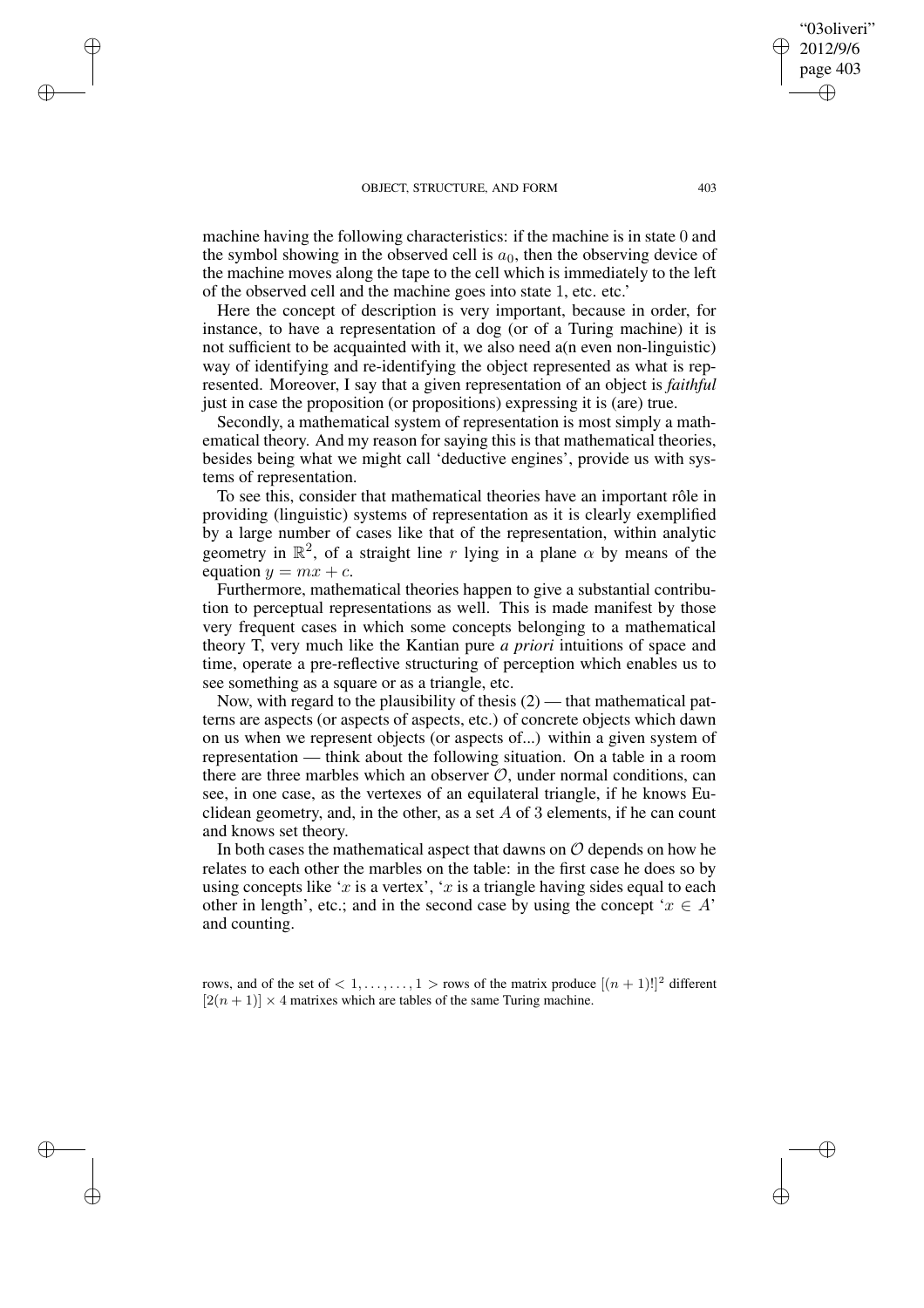machine having the following characteristics: if the machine is in state 0 and the symbol showing in the observed cell is $a_0$, then the observing device of the machine moves along the tape to the cell which is immediately to the left of the observed cell and the machine goes into state 1, etc. etc.'

Here the concept of description is very important, because in order, for instance, to have a representation of a dog (or of a Turing machine) it is not sufficient to be acquainted with it, we also need a(n even non-linguistic) way of identifying and re-identifying the object represented as what is represented. Moreover, I say that a given representation of an object is *faithful* just in case the proposition (or propositions) expressing it is (are) true.

Secondly, a mathematical system of representation is most simply a mathematical theory. And my reason for saying this is that mathematical theories, besides being what we might call 'deductive engines', provide us with systems of representation.

To see this, consider that mathematical theories have an important rôle in providing (linguistic) systems of representation as it is clearly exemplified by a large number of cases like that of the representation, within analytic geometry in $\mathbb{R}^2$, of a straight line $r$ lying in a plane $\alpha$ by means of the equation $y = mx + c$.

Furthermore, mathematical theories happen to give a substantial contribution to perceptual representations as well. This is made manifest by those very frequent cases in which some concepts belonging to a mathematical theory T, very much like the Kantian pure *a priori* intuitions of space and time, operate a pre-reflective structuring of perception which enables us to see something as a square or as a triangle, etc.

Now, with regard to the plausibility of thesis (2) — that mathematical patterns are aspects (or aspects of aspects, etc.) of concrete objects which dawn on us when we represent objects (or aspects of...) within a given system of representation — think about the following situation. On a table in a room there are three marbles which an observer $\mathcal{O}$, under normal conditions, can see, in one case, as the vertexes of an equilateral triangle, if he knows Euclidean geometry, and, in the other, as a set $A$ of 3 elements, if he can count and knows set theory.

In both cases the mathematical aspect that dawns on $\mathcal{O}$ depends on how he relates to each other the marbles on the table: in the first case he does so by using concepts like '$x$ is a vertex', '$x$ is a triangle having sides equal to each other in length', etc.; and in the second case by using the concept '$x \in A$' and counting.

rows, and of the set of $< 1, \ldots, \ldots, 1 >$ rows of the matrix produce $[(n+1)!]^2$ different $[2(n+1)] \times 4$ matrixes which are tables of the same Turing machine.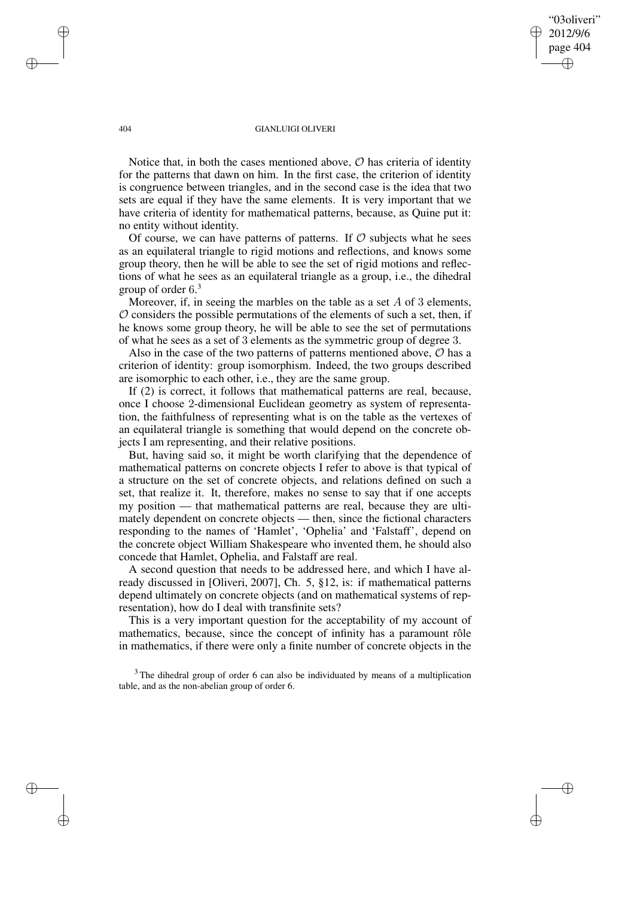Notice that, in both the cases mentioned above, $\mathcal{O}$ has criteria of identity for the patterns that dawn on him. In the first case, the criterion of identity is congruence between triangles, and in the second case is the idea that two sets are equal if they have the same elements. It is very important that we have criteria of identity for mathematical patterns, because, as Quine put it: no entity without identity.

Of course, we can have patterns of patterns. If $\mathcal{O}$ subjects what he sees as an equilateral triangle to rigid motions and reflections, and knows some group theory, then he will be able to see the set of rigid motions and reflections of what he sees as an equilateral triangle as a group, i.e., the dihedral group of order 6.[3]

Moreover, if, in seeing the marbles on the table as a set $A$ of 3 elements, $\mathcal{O}$ considers the possible permutations of the elements of such a set, then, if he knows some group theory, he will be able to see the set of permutations of what he sees as a set of 3 elements as the symmetric group of degree 3.

Also in the case of the two patterns of patterns mentioned above, $\mathcal{O}$ has a criterion of identity: group isomorphism. Indeed, the two groups described are isomorphic to each other, i.e., they are the same group.

If (2) is correct, it follows that mathematical patterns are real, because, once I choose 2-dimensional Euclidean geometry as system of representation, the faithfulness of representing what is on the table as the vertexes of an equilateral triangle is something that would depend on the concrete objects I am representing, and their relative positions.

But, having said so, it might be worth clarifying that the dependence of mathematical patterns on concrete objects I refer to above is that typical of a structure on the set of concrete objects, and relations defined on such a set, that realize it. It, therefore, makes no sense to say that if one accepts my position — that mathematical patterns are real, because they are ultimately dependent on concrete objects — then, since the fictional characters responding to the names of 'Hamlet', 'Ophelia' and 'Falstaff', depend on the concrete object William Shakespeare who invented them, he should also concede that Hamlet, Ophelia, and Falstaff are real.

A second question that needs to be addressed here, and which I have already discussed in [Oliveri, 2007], Ch. 5, §12, is: if mathematical patterns depend ultimately on concrete objects (and on mathematical systems of representation), how do I deal with transfinite sets?

This is a very important question for the acceptability of my account of mathematics, because, since the concept of infinity has a paramount rôle in mathematics, if there were only a finite number of concrete objects in the

[3] The dihedral group of order 6 can also be individuated by means of a multiplication table, and as the non-abelian group of order 6.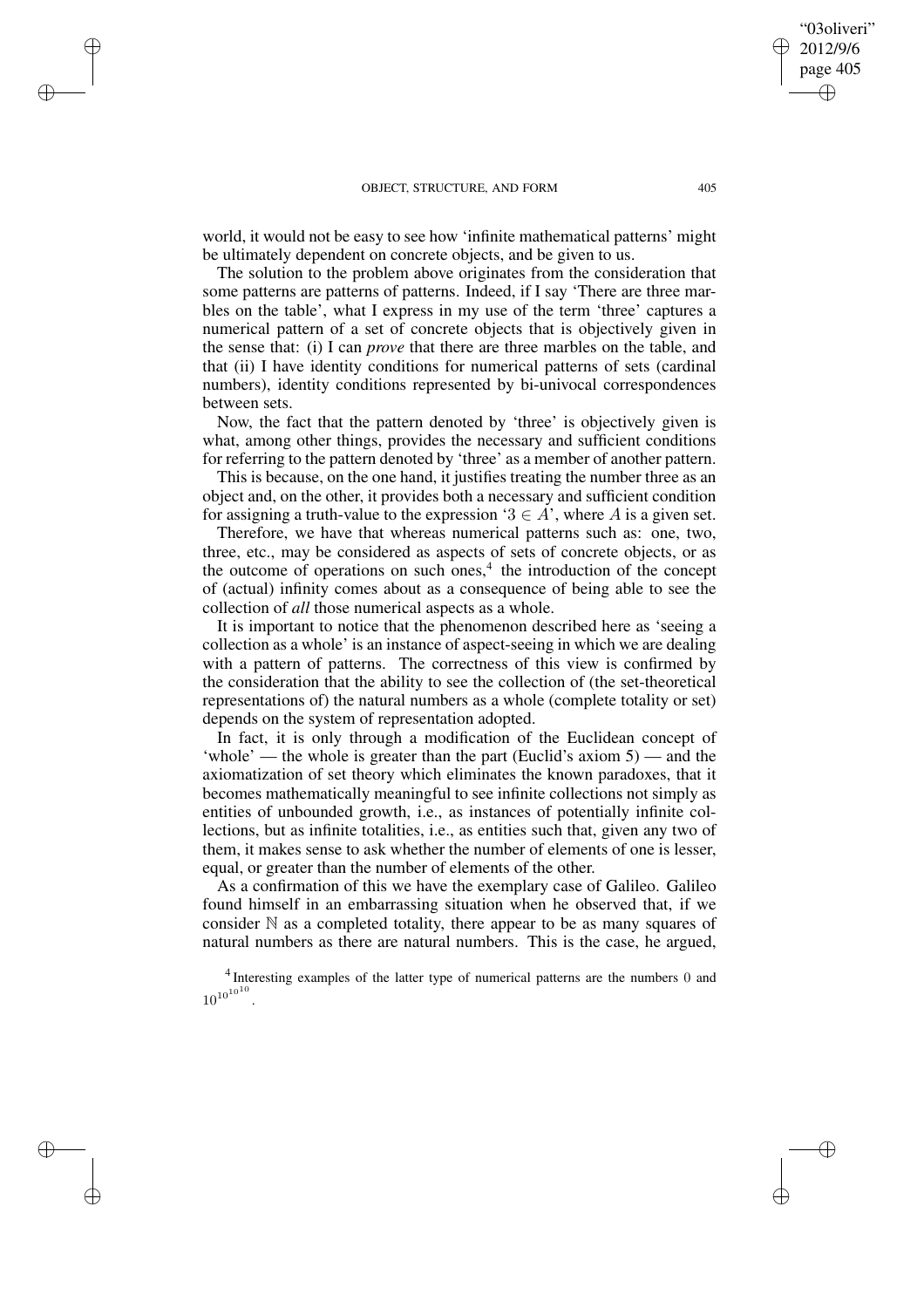world, it would not be easy to see how 'infinite mathematical patterns' might be ultimately dependent on concrete objects, and be given to us.

The solution to the problem above originates from the consideration that some patterns are patterns of patterns. Indeed, if I say 'There are three marbles on the table', what I express in my use of the term 'three' captures a numerical pattern of a set of concrete objects that is objectively given in the sense that: (i) I can *prove* that there are three marbles on the table, and that (ii) I have identity conditions for numerical patterns of sets (cardinal numbers), identity conditions represented by bi-univocal correspondences between sets.

Now, the fact that the pattern denoted by 'three' is objectively given is what, among other things, provides the necessary and sufficient conditions for referring to the pattern denoted by 'three' as a member of another pattern.

This is because, on the one hand, it justifies treating the number three as an object and, on the other, it provides both a necessary and sufficient condition for assigning a truth-value to the expression '$3 \in A$', where $A$ is a given set.

Therefore, we have that whereas numerical patterns such as: one, two, three, etc., may be considered as aspects of sets of concrete objects, or as the outcome of operations on such ones,[4] the introduction of the concept of (actual) infinity comes about as a consequence of being able to see the collection of *all* those numerical aspects as a whole.

It is important to notice that the phenomenon described here as 'seeing a collection as a whole' is an instance of aspect-seeing in which we are dealing with a pattern of patterns. The correctness of this view is confirmed by the consideration that the ability to see the collection of (the set-theoretical representations of) the natural numbers as a whole (complete totality or set) depends on the system of representation adopted.

In fact, it is only through a modification of the Euclidean concept of 'whole' — the whole is greater than the part (Euclid's axiom 5) — and the axiomatization of set theory which eliminates the known paradoxes, that it becomes mathematically meaningful to see infinite collections not simply as entities of unbounded growth, i.e., as instances of potentially infinite collections, but as infinite totalities, i.e., as entities such that, given any two of them, it makes sense to ask whether the number of elements of one is lesser, equal, or greater than the number of elements of the other.

As a confirmation of this we have the exemplary case of Galileo. Galileo found himself in an embarrassing situation when he observed that, if we consider $\mathbb{N}$ as a completed totality, there appear to be as many squares of natural numbers as there are natural numbers. This is the case, he argued,

[4] Interesting examples of the latter type of numerical patterns are the numbers $0$ and $10^{10^{10^{10}}}$.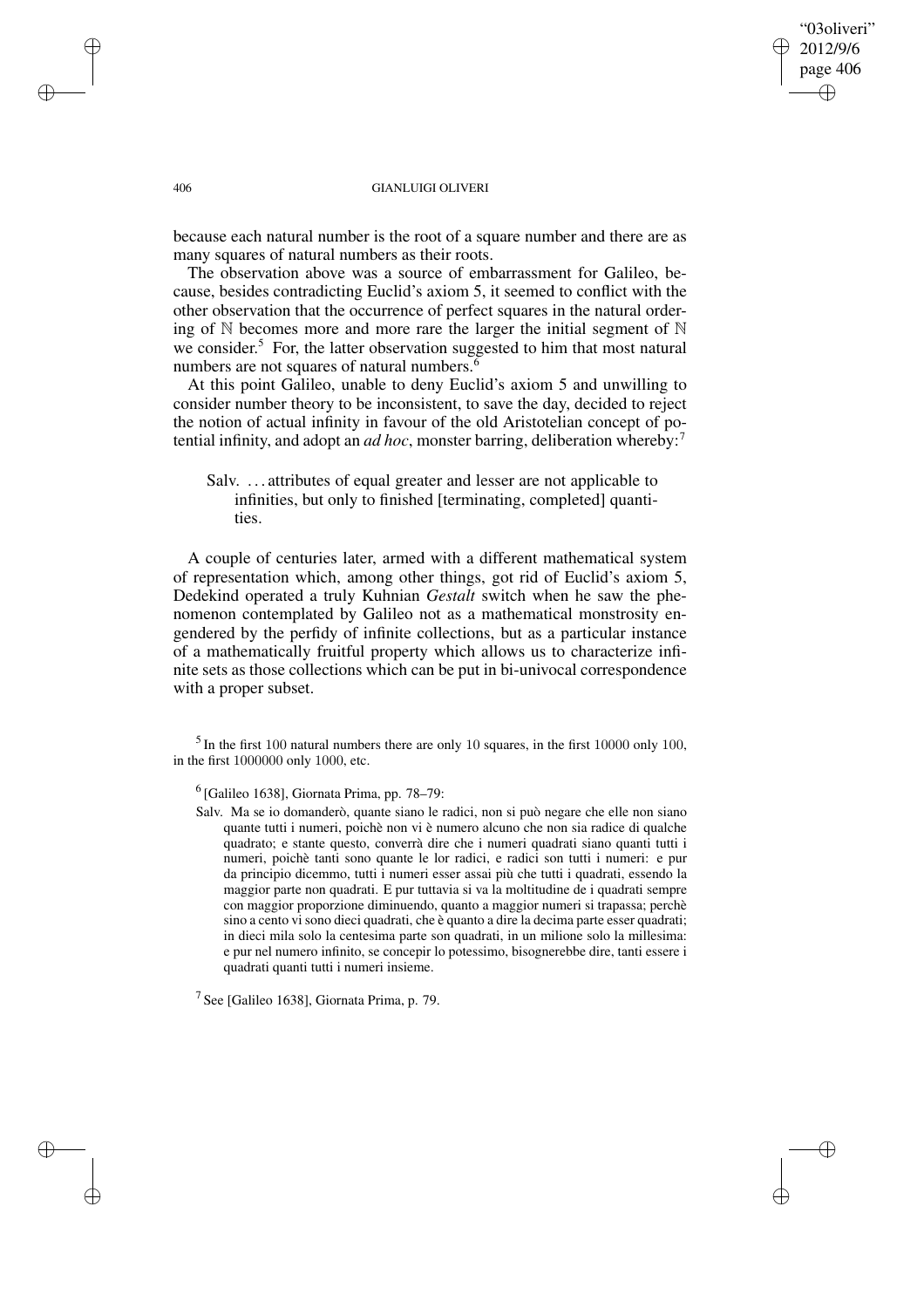because each natural number is the root of a square number and there are as many squares of natural numbers as their roots.

The observation above was a source of embarrassment for Galileo, because, besides contradicting Euclid's axiom 5, it seemed to conflict with the other observation that the occurrence of perfect squares in the natural ordering of $\mathbb{N}$ becomes more and more rare the larger the initial segment of $\mathbb{N}$ we consider.[5] For, the latter observation suggested to him that most natural numbers are not squares of natural numbers.[6]

At this point Galileo, unable to deny Euclid's axiom 5 and unwilling to consider number theory to be inconsistent, to save the day, decided to reject the notion of actual infinity in favour of the old Aristotelian concept of potential infinity, and adopt an *ad hoc*, monster barring, deliberation whereby:[7]

> Salv. ... attributes of equal greater and lesser are not applicable to infinities, but only to finished [terminating, completed] quantities.

A couple of centuries later, armed with a different mathematical system of representation which, among other things, got rid of Euclid's axiom 5, Dedekind operated a truly Kuhnian *Gestalt* switch when he saw the phenomenon contemplated by Galileo not as a mathematical monstrosity engendered by the perfidy of infinite collections, but as a particular instance of a mathematically fruitful property which allows us to characterize infinite sets as those collections which can be put in bi-univocal correspondence with a proper subset.

---

[5] In the first 100 natural numbers there are only 10 squares, in the first 10000 only 100, in the first 1000000 only 1000, etc.

[6] [Galileo 1638], Giornata Prima, pp. 78–79:

> Salv. Ma se io domanderò, quante siano le radici, non si può negare che elle non siano quante tutti i numeri, poichè non vi è numero alcuno che non sia radice di qualche quadrato; e stante questo, converrà dire che i numeri quadrati siano quanti tutti i numeri, poichè tanti sono quante le lor radici, e radici son tutti i numeri: e pur da principio dicemmo, tutti i numeri esser assai più che tutti i quadrati, essendo la maggior parte non quadrati. E pur tuttavia si va la moltitudine de i quadrati sempre con maggior proporzione diminuendo, quanto a maggior numeri si trapassa; perchè sino a cento vi sono dieci quadrati, che è quanto a dire la decima parte esser quadrati; in dieci mila solo la centesima parte son quadrati, in un milione solo la millesima: e pur nel numero infinito, se concepir lo potessimo, bisognerebbe dire, tanti essere i quadrati quanti tutti i numeri insieme.

[7] See [Galileo 1638], Giornata Prima, p. 79.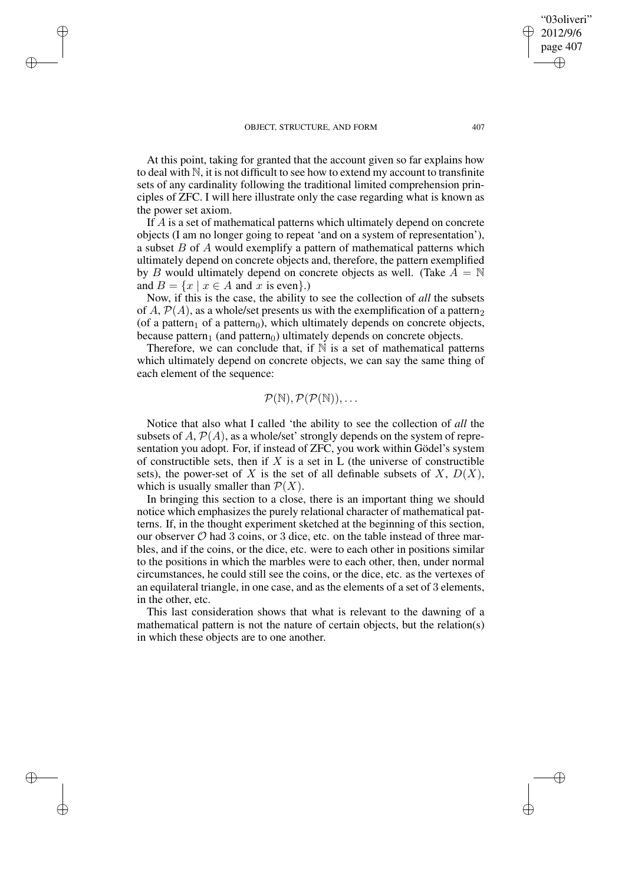At this point, taking for granted that the account given so far explains how to deal with $\mathbb{N}$, it is not difficult to see how to extend my account to transfinite sets of any cardinality following the traditional limited comprehension principles of ZFC. I will here illustrate only the case regarding what is known as the power set axiom.

If $A$ is a set of mathematical patterns which ultimately depend on concrete objects (I am no longer going to repeat 'and on a system of representation'), a subset $B$ of $A$ would exemplify a pattern of mathematical patterns which ultimately depend on concrete objects and, therefore, the pattern exemplified by $B$ would ultimately depend on concrete objects as well. (Take $A = \mathbb{N}$ and $B = \{x \mid x \in A \text{ and } x \text{ is even}\}$.)

Now, if this is the case, the ability to see the collection of *all* the subsets of $A$, $\mathcal{P}(A)$, as a whole/set presents us with the exemplification of a pattern$_2$ (of a pattern$_1$ of a pattern$_0$), which ultimately depends on concrete objects, because pattern$_1$ (and pattern$_0$) ultimately depends on concrete objects.

Therefore, we can conclude that, if $\mathbb{N}$ is a set of mathematical patterns which ultimately depend on concrete objects, we can say the same thing of each element of the sequence:

$$\mathcal{P}(\mathbb{N}), \mathcal{P}(\mathcal{P}(\mathbb{N})), \ldots$$

Notice that also what I called 'the ability to see the collection of *all* the subsets of $A$, $\mathcal{P}(A)$, as a whole/set' strongly depends on the system of representation you adopt. For, if instead of ZFC, you work within Gödel's system of constructible sets, then if $X$ is a set in L (the universe of constructible sets), the power-set of $X$ is the set of all definable subsets of $X$, $D(X)$, which is usually smaller than $\mathcal{P}(X)$.

In bringing this section to a close, there is an important thing we should notice which emphasizes the purely relational character of mathematical patterns. If, in the thought experiment sketched at the beginning of this section, our observer $\mathcal{O}$ had 3 coins, or 3 dice, etc. on the table instead of three marbles, and if the coins, or the dice, etc. were to each other in positions similar to the positions in which the marbles were to each other, then, under normal circumstances, he could still see the coins, or the dice, etc. as the vertexes of an equilateral triangle, in one case, and as the elements of a set of 3 elements, in the other, etc.

This last consideration shows that what is relevant to the dawning of a mathematical pattern is not the nature of certain objects, but the relation(s) in which these objects are to one another.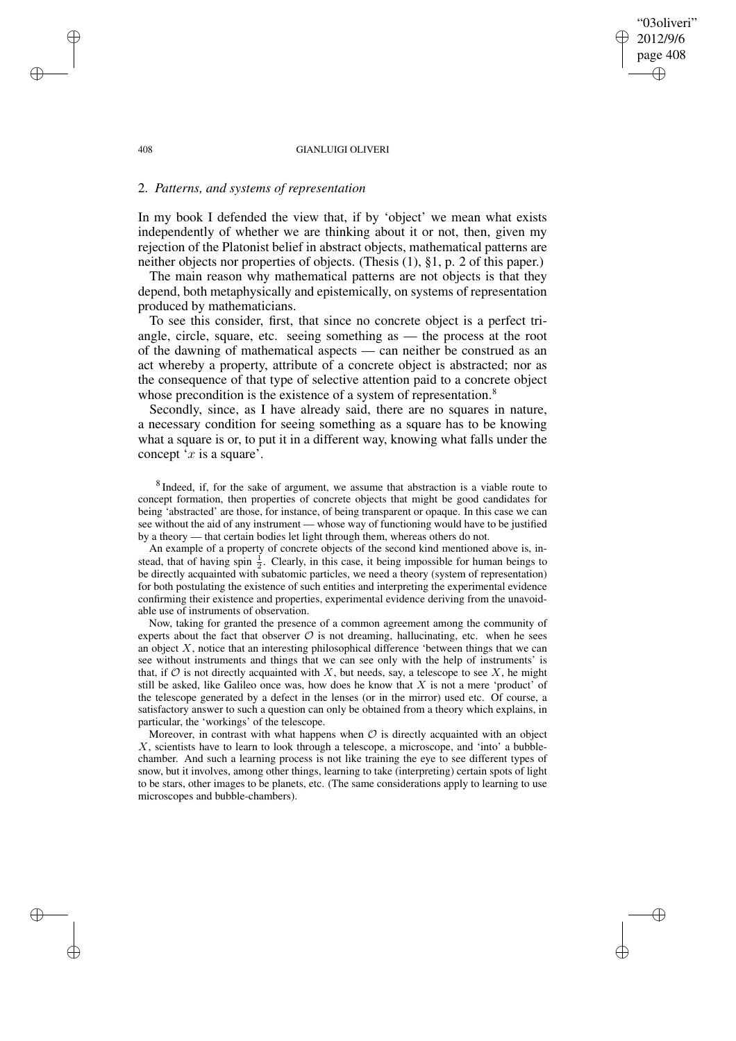## 2. *Patterns, and systems of representation*

In my book I defended the view that, if by 'object' we mean what exists independently of whether we are thinking about it or not, then, given my rejection of the Platonist belief in abstract objects, mathematical patterns are neither objects nor properties of objects. (Thesis (1), §1, p. 2 of this paper.)

The main reason why mathematical patterns are not objects is that they depend, both metaphysically and epistemically, on systems of representation produced by mathematicians.

To see this consider, first, that since no concrete object is a perfect triangle, circle, square, etc. seeing something as — the process at the root of the dawning of mathematical aspects — can neither be construed as an act whereby a property, attribute of a concrete object is abstracted; nor as the consequence of that type of selective attention paid to a concrete object whose precondition is the existence of a system of representation.[8]

Secondly, since, as I have already said, there are no squares in nature, a necessary condition for seeing something as a square has to be knowing what a square is or, to put it in a different way, knowing what falls under the concept '$x$ is a square'.

[8] Indeed, if, for the sake of argument, we assume that abstraction is a viable route to concept formation, then properties of concrete objects that might be good candidates for being 'abstracted' are those, for instance, of being transparent or opaque. In this case we can see without the aid of any instrument — whose way of functioning would have to be justified by a theory — that certain bodies let light through them, whereas others do not.

An example of a property of concrete objects of the second kind mentioned above is, instead, that of having spin $\frac{1}{2}$. Clearly, in this case, it being impossible for human beings to be directly acquainted with subatomic particles, we need a theory (system of representation) for both postulating the existence of such entities and interpreting the experimental evidence confirming their existence and properties, experimental evidence deriving from the unavoidable use of instruments of observation.

Now, taking for granted the presence of a common agreement among the community of experts about the fact that observer $\mathcal{O}$ is not dreaming, hallucinating, etc. when he sees an object $X$, notice that an interesting philosophical difference 'between things that we can see without instruments and things that we can see only with the help of instruments' is that, if $\mathcal{O}$ is not directly acquainted with $X$, but needs, say, a telescope to see $X$, he might still be asked, like Galileo once was, how does he know that $X$ is not a mere 'product' of the telescope generated by a defect in the lenses (or in the mirror) used etc. Of course, a satisfactory answer to such a question can only be obtained from a theory which explains, in particular, the 'workings' of the telescope.

Moreover, in contrast with what happens when $\mathcal{O}$ is directly acquainted with an object $X$, scientists have to learn to look through a telescope, a microscope, and 'into' a bubble-chamber. And such a learning process is not like training the eye to see different types of snow, but it involves, among other things, learning to take (interpreting) certain spots of light to be stars, other images to be planets, etc. (The same considerations apply to learning to use microscopes and bubble-chambers).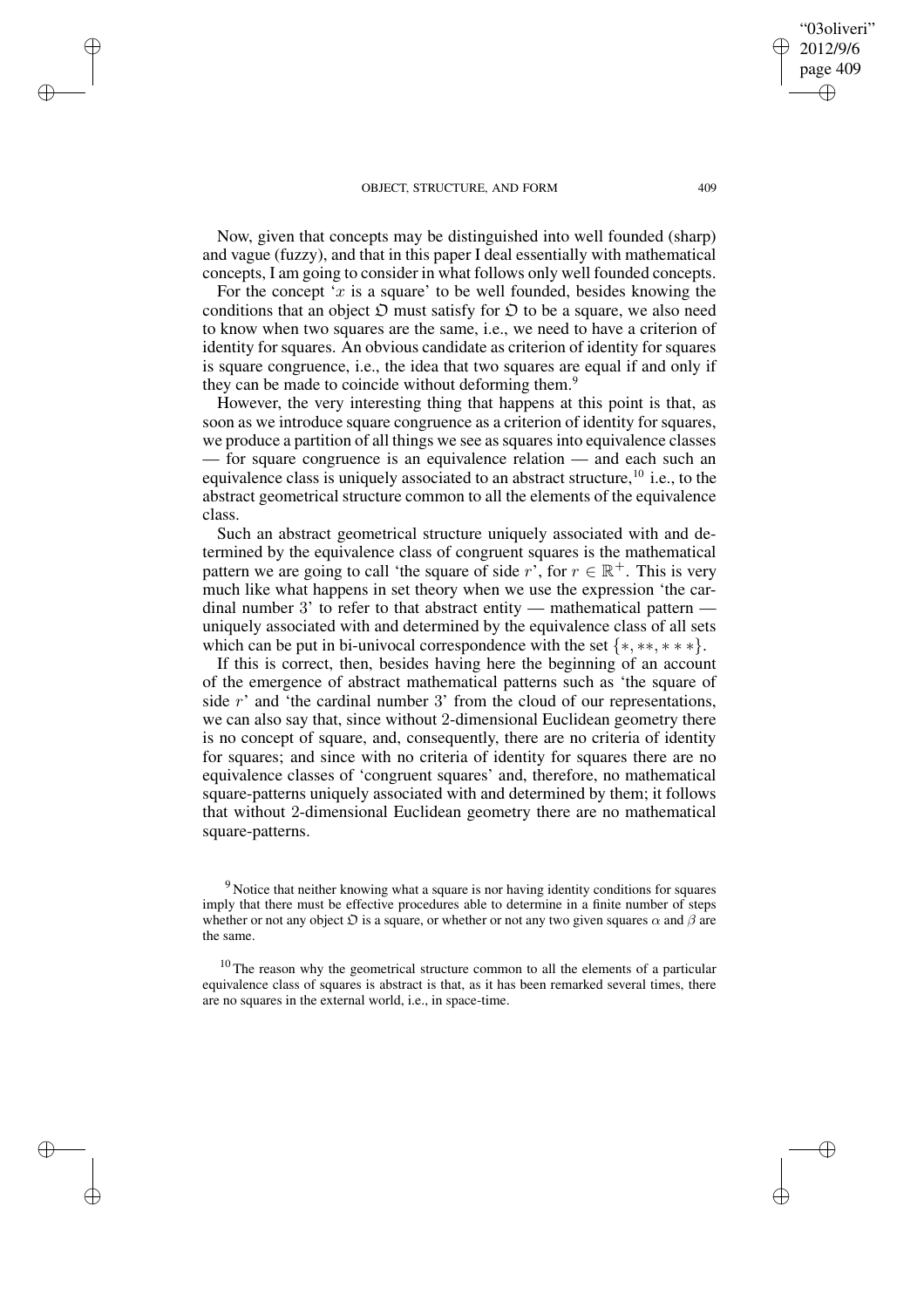Now, given that concepts may be distinguished into well founded (sharp) and vague (fuzzy), and that in this paper I deal essentially with mathematical concepts, I am going to consider in what follows only well founded concepts.

For the concept '$x$ is a square' to be well founded, besides knowing the conditions that an object $\mathfrak{O}$ must satisfy for $\mathfrak{O}$ to be a square, we also need to know when two squares are the same, i.e., we need to have a criterion of identity for squares. An obvious candidate as criterion of identity for squares is square congruence, i.e., the idea that two squares are equal if and only if they can be made to coincide without deforming them.[9]

However, the very interesting thing that happens at this point is that, as soon as we introduce square congruence as a criterion of identity for squares, we produce a partition of all things we see as squares into equivalence classes — for square congruence is an equivalence relation — and each such an equivalence class is uniquely associated to an abstract structure,[10] i.e., to the abstract geometrical structure common to all the elements of the equivalence class.

Such an abstract geometrical structure uniquely associated with and determined by the equivalence class of congruent squares is the mathematical pattern we are going to call 'the square of side $r$', for $r \in \mathbb{R}^+$. This is very much like what happens in set theory when we use the expression 'the cardinal number 3' to refer to that abstract entity — mathematical pattern — uniquely associated with and determined by the equivalence class of all sets which can be put in bi-univocal correspondence with the set $\{*, **, ***\}$.

If this is correct, then, besides having here the beginning of an account of the emergence of abstract mathematical patterns such as 'the square of side $r$' and 'the cardinal number 3' from the cloud of our representations, we can also say that, since without 2-dimensional Euclidean geometry there is no concept of square, and, consequently, there are no criteria of identity for squares; and since with no criteria of identity for squares there are no equivalence classes of 'congruent squares' and, therefore, no mathematical square-patterns uniquely associated with and determined by them; it follows that without 2-dimensional Euclidean geometry there are no mathematical square-patterns.

---

[9] Notice that neither knowing what a square is nor having identity conditions for squares imply that there must be effective procedures able to determine in a finite number of steps whether or not any object $\mathfrak{O}$ is a square, or whether or not any two given squares $\alpha$ and $\beta$ are the same.

[10] The reason why the geometrical structure common to all the elements of a particular equivalence class of squares is abstract is that, as it has been remarked several times, there are no squares in the external world, i.e., in space-time.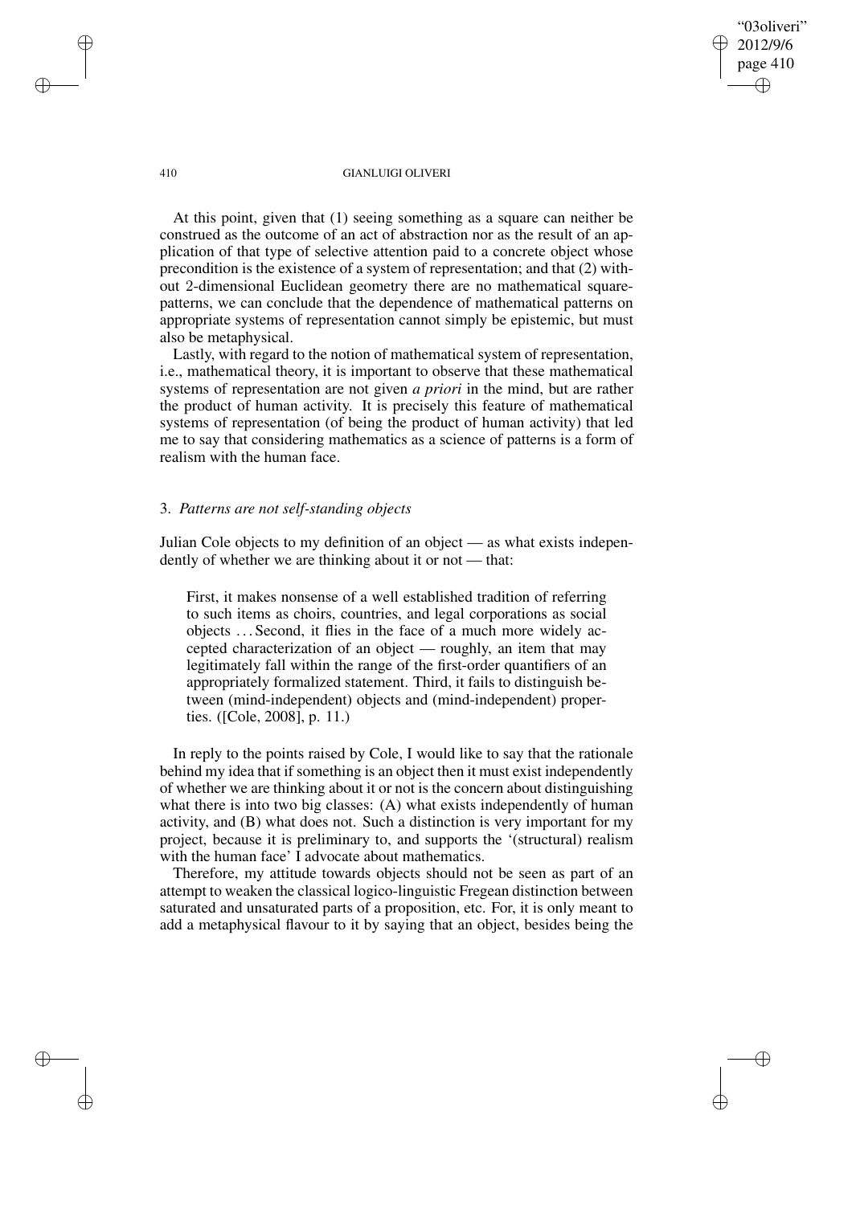At this point, given that (1) seeing something as a square can neither be construed as the outcome of an act of abstraction nor as the result of an application of that type of selective attention paid to a concrete object whose precondition is the existence of a system of representation; and that (2) without 2-dimensional Euclidean geometry there are no mathematical square-patterns, we can conclude that the dependence of mathematical patterns on appropriate systems of representation cannot simply be epistemic, but must also be metaphysical.

Lastly, with regard to the notion of mathematical system of representation, i.e., mathematical theory, it is important to observe that these mathematical systems of representation are not given *a priori* in the mind, but are rather the product of human activity. It is precisely this feature of mathematical systems of representation (of being the product of human activity) that led me to say that considering mathematics as a science of patterns is a form of realism with the human face.

## 3. *Patterns are not self-standing objects*

Julian Cole objects to my definition of an object — as what exists independently of whether we are thinking about it or not — that:

> First, it makes nonsense of a well established tradition of referring to such items as choirs, countries, and legal corporations as social objects ... Second, it flies in the face of a much more widely accepted characterization of an object — roughly, an item that may legitimately fall within the range of the first-order quantifiers of an appropriately formalized statement. Third, it fails to distinguish between (mind-independent) objects and (mind-independent) properties. ([Cole, 2008], p. 11.)

In reply to the points raised by Cole, I would like to say that the rationale behind my idea that if something is an object then it must exist independently of whether we are thinking about it or not is the concern about distinguishing what there is into two big classes: (A) what exists independently of human activity, and (B) what does not. Such a distinction is very important for my project, because it is preliminary to, and supports the '(structural) realism with the human face' I advocate about mathematics.

Therefore, my attitude towards objects should not be seen as part of an attempt to weaken the classical logico-linguistic Fregean distinction between saturated and unsaturated parts of a proposition, etc. For, it is only meant to add a metaphysical flavour to it by saying that an object, besides being the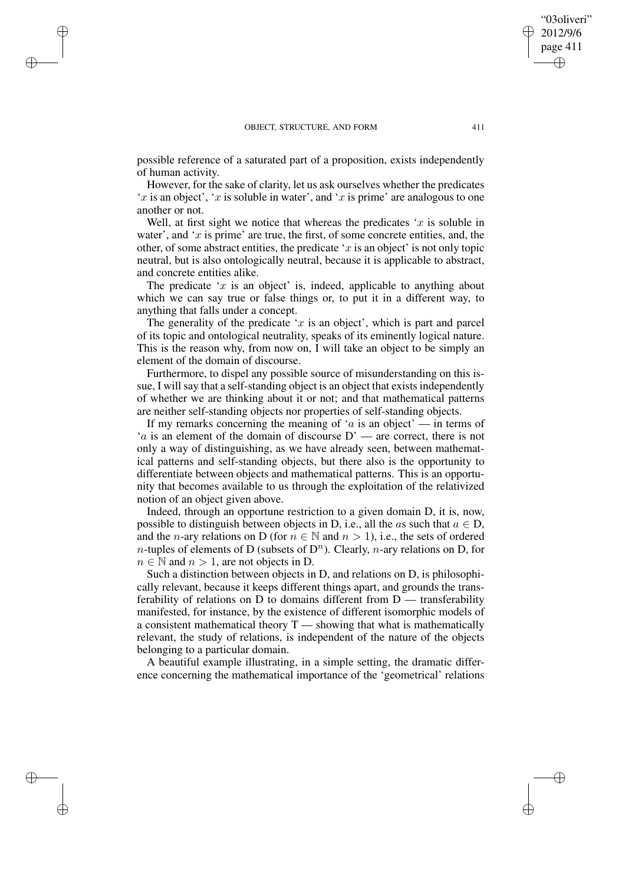possible reference of a saturated part of a proposition, exists independently of human activity.

However, for the sake of clarity, let us ask ourselves whether the predicates '$x$ is an object', '$x$ is soluble in water', and '$x$ is prime' are analogous to one another or not.

Well, at first sight we notice that whereas the predicates '$x$ is soluble in water', and '$x$ is prime' are true, the first, of some concrete entities, and, the other, of some abstract entities, the predicate '$x$ is an object' is not only topic neutral, but is also ontologically neutral, because it is applicable to abstract, and concrete entities alike.

The predicate '$x$ is an object' is, indeed, applicable to anything about which we can say true or false things or, to put it in a different way, to anything that falls under a concept.

The generality of the predicate '$x$ is an object', which is part and parcel of its topic and ontological neutrality, speaks of its eminently logical nature. This is the reason why, from now on, I will take an object to be simply an element of the domain of discourse.

Furthermore, to dispel any possible source of misunderstanding on this issue, I will say that a self-standing object is an object that exists independently of whether we are thinking about it or not; and that mathematical patterns are neither self-standing objects nor properties of self-standing objects.

If my remarks concerning the meaning of '$a$ is an object' — in terms of '$a$ is an element of the domain of discourse D' — are correct, there is not only a way of distinguishing, as we have already seen, between mathematical patterns and self-standing objects, but there also is the opportunity to differentiate between objects and mathematical patterns. This is an opportunity that becomes available to us through the exploitation of the relativized notion of an object given above.

Indeed, through an opportune restriction to a given domain D, it is, now, possible to distinguish between objects in D, i.e., all the $a$s such that $a \in$ D, and the $n$-ary relations on D (for $n \in \mathbb{N}$ and $n > 1$), i.e., the sets of ordered $n$-tuples of elements of D (subsets of $\mathrm{D}^n$). Clearly, $n$-ary relations on D, for $n \in \mathbb{N}$ and $n > 1$, are not objects in D.

Such a distinction between objects in D, and relations on D, is philosophically relevant, because it keeps different things apart, and grounds the transferability of relations on D to domains different from D — transferability manifested, for instance, by the existence of different isomorphic models of a consistent mathematical theory T — showing that what is mathematically relevant, the study of relations, is independent of the nature of the objects belonging to a particular domain.

A beautiful example illustrating, in a simple setting, the dramatic difference concerning the mathematical importance of the 'geometrical' relations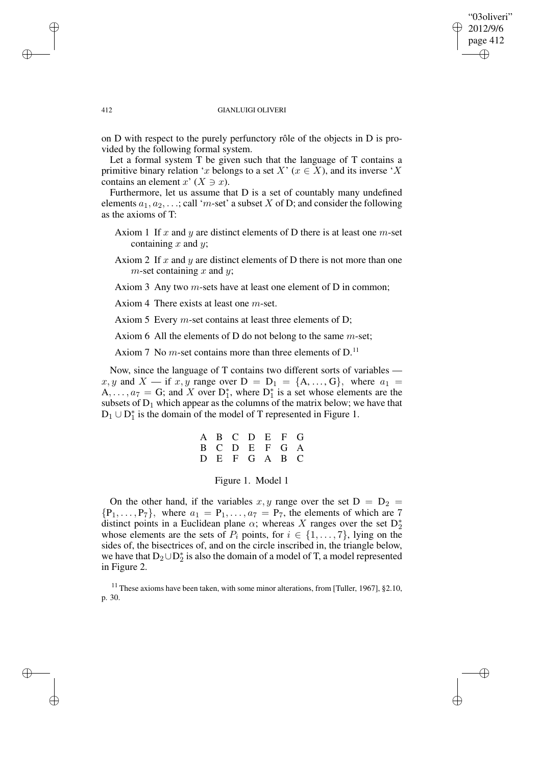on D with respect to the purely perfunctory rôle of the objects in D is provided by the following formal system.

Let a formal system T be given such that the language of T contains a primitive binary relation '$x$ belongs to a set $X$' ($x \in X$), and its inverse '$X$ contains an element $x$' ($X \ni x$).

Furthermore, let us assume that D is a set of countably many undefined elements $a_1, a_2, \ldots$; call '$m$-set' a subset $X$ of D; and consider the following as the axioms of T:

Axiom 1 If $x$ and $y$ are distinct elements of D there is at least one $m$-set containing $x$ and $y$;

Axiom 2 If $x$ and $y$ are distinct elements of D there is not more than one $m$-set containing $x$ and $y$;

Axiom 3 Any two $m$-sets have at least one element of D in common;

Axiom 4 There exists at least one $m$-set.

Axiom 5 Every $m$-set contains at least three elements of D;

Axiom 6 All the elements of D do not belong to the same $m$-set;

Axiom 7 No $m$-set contains more than three elements of D.[11]

Now, since the language of T contains two different sorts of variables — $x, y$ and $X$ — if $x, y$ range over $\text{D} = \text{D}_1 = \{\text{A}, \ldots, \text{G}\}$, where $a_1 = \text{A}, \ldots, a_7 = \text{G}$; and $X$ over $\text{D}_1^*$, where $\text{D}_1^*$ is a set whose elements are the subsets of $\text{D}_1$ which appear as the columns of the matrix below; we have that $\text{D}_1 \cup \text{D}_1^*$ is the domain of the model of T represented in Figure 1.

| | | | | | | |
|---|---|---|---|---|---|---|
| A | B | C | D | E | F | G |
| B | C | D | E | F | G | A |
| D | E | F | G | A | B | C |

Figure 1. Model 1

On the other hand, if the variables $x, y$ range over the set $\text{D} = \text{D}_2 = \{\text{P}_1, \ldots, \text{P}_7\}$, where $a_1 = \text{P}_1, \ldots, a_7 = \text{P}_7$, the elements of which are 7 distinct points in a Euclidean plane $\alpha$; whereas $X$ ranges over the set $\text{D}_2^*$ whose elements are the sets of $P_i$ points, for $i \in \{1, \ldots, 7\}$, lying on the sides of, the bisectrices of, and on the circle inscribed in, the triangle below, we have that $\text{D}_2 \cup \text{D}_2^*$ is also the domain of a model of T, a model represented in Figure 2.

[11] These axioms have been taken, with some minor alterations, from [Tuller, 1967], §2.10, p. 30.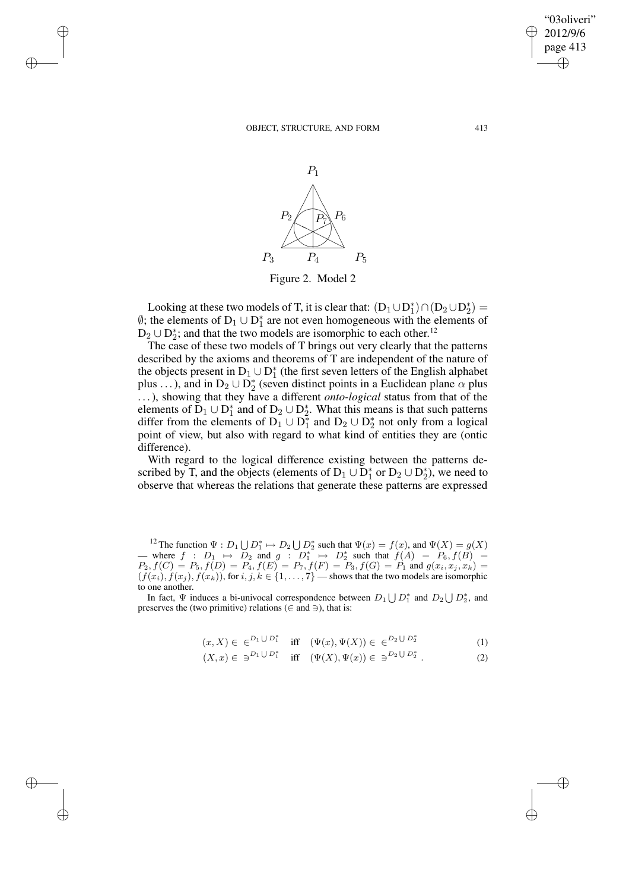$P_1$

$P_2$ $P_7$ $P_6$

$P_3$ $P_4$ $P_5$

Figure 2. Model 2

Looking at these two models of T, it is clear that: $(\mathrm{D}_1 \cup \mathrm{D}_1^*) \cap (\mathrm{D}_2 \cup \mathrm{D}_2^*) = \emptyset$; the elements of $\mathrm{D}_1 \cup \mathrm{D}_1^*$ are not even homogeneous with the elements of $\mathrm{D}_2 \cup \mathrm{D}_2^*$; and that the two models are isomorphic to each other.[12]

The case of these two models of T brings out very clearly that the patterns described by the axioms and theorems of T are independent of the nature of the objects present in $\mathrm{D}_1 \cup \mathrm{D}_1^*$ (the first seven letters of the English alphabet plus ...), and in $\mathrm{D}_2 \cup \mathrm{D}_2^*$ (seven distinct points in a Euclidean plane $\alpha$ plus ...), showing that they have a different *onto-logical* status from that of the elements of $\mathrm{D}_1 \cup \mathrm{D}_1^*$ and of $\mathrm{D}_2 \cup \mathrm{D}_2^*$. What this means is that such patterns differ from the elements of $\mathrm{D}_1 \cup \mathrm{D}_1^*$ and $\mathrm{D}_2 \cup \mathrm{D}_2^*$ not only from a logical point of view, but also with regard to what kind of entities they are (ontic difference).

With regard to the logical difference existing between the patterns described by T, and the objects (elements of $\mathrm{D}_1 \cup \mathrm{D}_1^*$ or $\mathrm{D}_2 \cup \mathrm{D}_2^*$), we need to observe that whereas the relations that generate these patterns are expressed

[12] The function $\Psi : D_1 \bigcup D_1^* \mapsto D_2 \bigcup D_2^*$ such that $\Psi(x) = f(x)$, and $\Psi(X) = g(X)$ — where $f : D_1 \mapsto D_2$ and $g : D_1^* \mapsto D_2^*$ such that $f(A) = P_6, f(B) = P_2, f(C) = P_5, f(D) = P_4, f(E) = P_7, f(F) = P_3, f(G) = P_1$ and $g(x_i, x_j, x_k) = (f(x_i), f(x_j), f(x_k))$, for $i, j, k \in \{1, \ldots, 7\}$ — shows that the two models are isomorphic to one another.

In fact, $\Psi$ induces a bi-univocal correspondence between $D_1 \bigcup D_1^*$ and $D_2 \bigcup D_2^*$, and preserves the (two primitive) relations ($\in$ and $\ni$), that is:

$$(x, X) \in \in^{D_1 \cup D_1^*} \quad \text{iff} \quad (\Psi(x), \Psi(X)) \in \in^{D_2 \cup D_2^*} \tag{1}$$

$$(X, x) \in \ni^{D_1 \cup D_1^*} \quad \text{iff} \quad (\Psi(X), \Psi(x)) \in \ni^{D_2 \cup D_2^*} . \tag{2}$$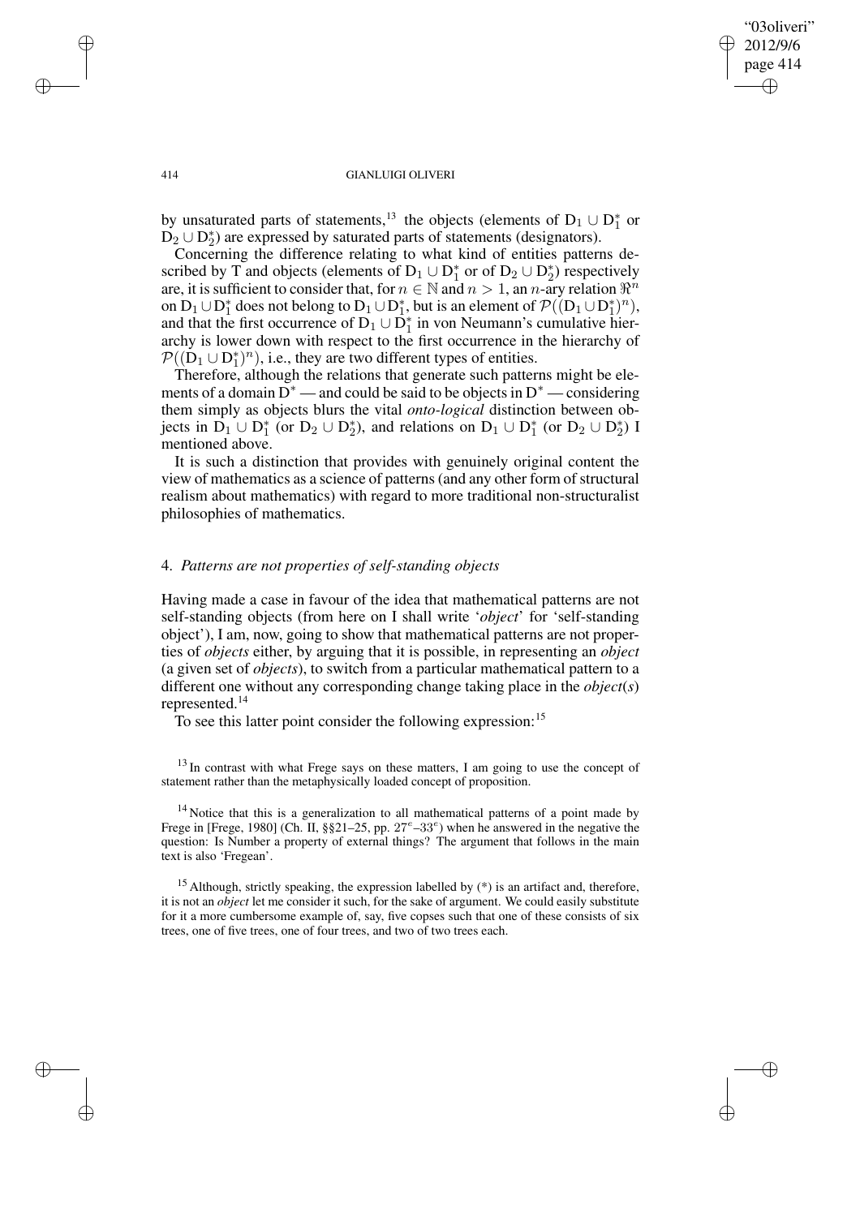by unsaturated parts of statements,[13] the objects (elements of $D_1 \cup D_1^*$ or $D_2 \cup D_2^*$) are expressed by saturated parts of statements (designators).

Concerning the difference relating to what kind of entities patterns described by T and objects (elements of $D_1 \cup D_1^*$ or of $D_2 \cup D_2^*$) respectively are, it is sufficient to consider that, for $n \in \mathbb{N}$ and $n > 1$, an $n$-ary relation $\Re^n$ on $D_1 \cup D_1^*$ does not belong to $D_1 \cup D_1^*$, but is an element of $\mathcal{P}((D_1 \cup D_1^*)^n)$, and that the first occurrence of $D_1 \cup D_1^*$ in von Neumann's cumulative hierarchy is lower down with respect to the first occurrence in the hierarchy of $\mathcal{P}((D_1 \cup D_1^*)^n)$, i.e., they are two different types of entities.

Therefore, although the relations that generate such patterns might be elements of a domain $D^*$ — and could be said to be objects in $D^*$ — considering them simply as objects blurs the vital *onto-logical* distinction between objects in $D_1 \cup D_1^*$ (or $D_2 \cup D_2^*$), and relations on $D_1 \cup D_1^*$ (or $D_2 \cup D_2^*$) I mentioned above.

It is such a distinction that provides with genuinely original content the view of mathematics as a science of patterns (and any other form of structural realism about mathematics) with regard to more traditional non-structuralist philosophies of mathematics.

## 4. *Patterns are not properties of self-standing objects*

Having made a case in favour of the idea that mathematical patterns are not self-standing objects (from here on I shall write '*object*' for 'self-standing object'), I am, now, going to show that mathematical patterns are not properties of *objects* either, by arguing that it is possible, in representing an *object* (a given set of *objects*), to switch from a particular mathematical pattern to a different one without any corresponding change taking place in the *object*(*s*) represented.[14]

To see this latter point consider the following expression:[15]

[13] In contrast with what Frege says on these matters, I am going to use the concept of statement rather than the metaphysically loaded concept of proposition.

[14] Notice that this is a generalization to all mathematical patterns of a point made by Frege in [Frege, 1980] (Ch. II, §§21–25, pp. $27^e$–$33^e$) when he answered in the negative the question: Is Number a property of external things? The argument that follows in the main text is also 'Fregean'.

[15] Although, strictly speaking, the expression labelled by (*) is an artifact and, therefore, it is not an *object* let me consider it such, for the sake of argument. We could easily substitute for it a more cumbersome example of, say, five copses such that one of these consists of six trees, one of five trees, one of four trees, and two of two trees each.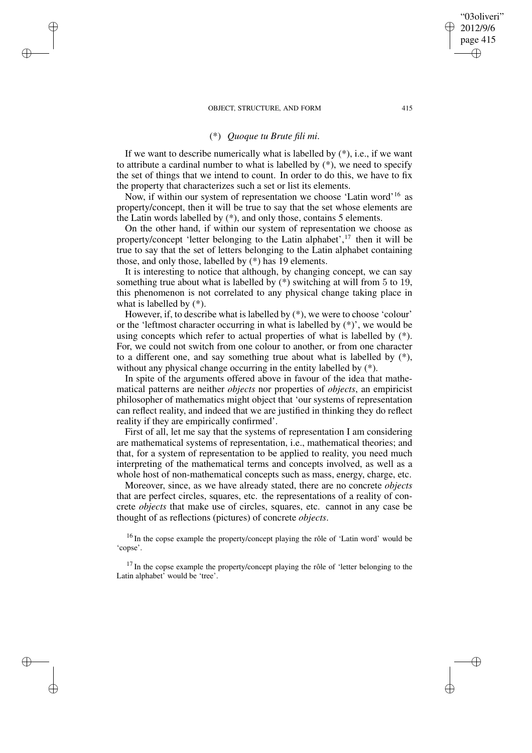(*) *Quoque tu Brute fili mi.*

If we want to describe numerically what is labelled by (*), i.e., if we want to attribute a cardinal number to what is labelled by (*), we need to specify the set of things that we intend to count. In order to do this, we have to fix the property that characterizes such a set or list its elements.

Now, if within our system of representation we choose 'Latin word'[16] as property/concept, then it will be true to say that the set whose elements are the Latin words labelled by (*), and only those, contains 5 elements.

On the other hand, if within our system of representation we choose as property/concept 'letter belonging to the Latin alphabet',[17] then it will be true to say that the set of letters belonging to the Latin alphabet containing those, and only those, labelled by (*) has 19 elements.

It is interesting to notice that although, by changing concept, we can say something true about what is labelled by (*) switching at will from 5 to 19, this phenomenon is not correlated to any physical change taking place in what is labelled by (*).

However, if, to describe what is labelled by (*), we were to choose 'colour' or the 'leftmost character occurring in what is labelled by (*)', we would be using concepts which refer to actual properties of what is labelled by (*). For, we could not switch from one colour to another, or from one character to a different one, and say something true about what is labelled by (*), without any physical change occurring in the entity labelled by (*).

In spite of the arguments offered above in favour of the idea that mathematical patterns are neither *objects* nor properties of *objects*, an empiricist philosopher of mathematics might object that 'our systems of representation can reflect reality, and indeed that we are justified in thinking they do reflect reality if they are empirically confirmed'.

First of all, let me say that the systems of representation I am considering are mathematical systems of representation, i.e., mathematical theories; and that, for a system of representation to be applied to reality, you need much interpreting of the mathematical terms and concepts involved, as well as a whole host of non-mathematical concepts such as mass, energy, charge, etc.

Moreover, since, as we have already stated, there are no concrete *objects* that are perfect circles, squares, etc. the representations of a reality of concrete *objects* that make use of circles, squares, etc. cannot in any case be thought of as reflections (pictures) of concrete *objects*.

[16] In the copse example the property/concept playing the rôle of 'Latin word' would be 'copse'.

[17] In the copse example the property/concept playing the rôle of 'letter belonging to the Latin alphabet' would be 'tree'.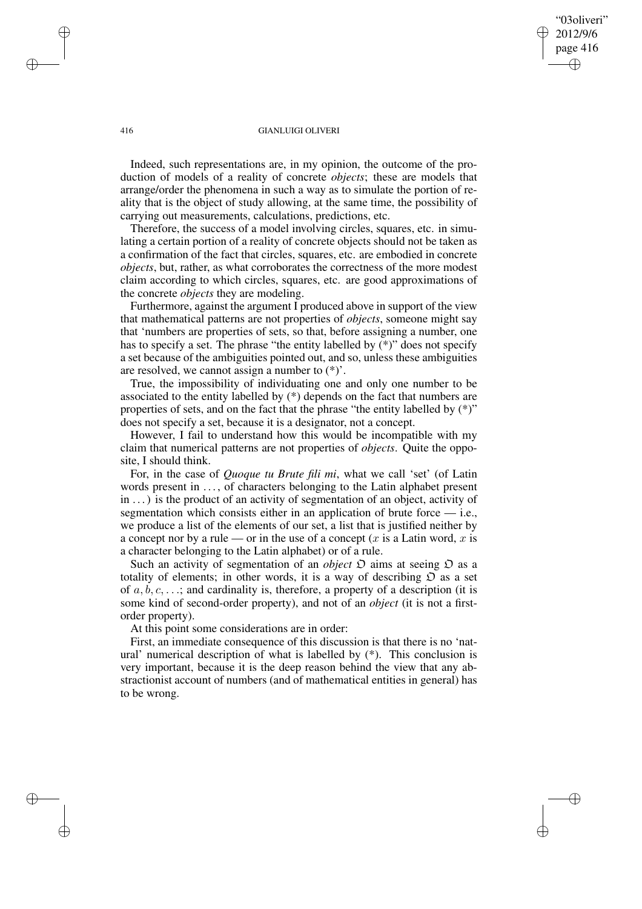Indeed, such representations are, in my opinion, the outcome of the production of models of a reality of concrete *objects*; these are models that arrange/order the phenomena in such a way as to simulate the portion of reality that is the object of study allowing, at the same time, the possibility of carrying out measurements, calculations, predictions, etc.

Therefore, the success of a model involving circles, squares, etc. in simulating a certain portion of a reality of concrete objects should not be taken as a confirmation of the fact that circles, squares, etc. are embodied in concrete *objects*, but, rather, as what corroborates the correctness of the more modest claim according to which circles, squares, etc. are good approximations of the concrete *objects* they are modeling.

Furthermore, against the argument I produced above in support of the view that mathematical patterns are not properties of *objects*, someone might say that 'numbers are properties of sets, so that, before assigning a number, one has to specify a set. The phrase "the entity labelled by (*)" does not specify a set because of the ambiguities pointed out, and so, unless these ambiguities are resolved, we cannot assign a number to (*)'.

True, the impossibility of individuating one and only one number to be associated to the entity labelled by (*) depends on the fact that numbers are properties of sets, and on the fact that the phrase "the entity labelled by (*)" does not specify a set, because it is a designator, not a concept.

However, I fail to understand how this would be incompatible with my claim that numerical patterns are not properties of *objects*. Quite the opposite, I should think.

For, in the case of *Quoque tu Brute fili mi*, what we call 'set' (of Latin words present in ..., of characters belonging to the Latin alphabet present in ...) is the product of an activity of segmentation of an object, activity of segmentation which consists either in an application of brute force — i.e., we produce a list of the elements of our set, a list that is justified neither by a concept nor by a rule — or in the use of a concept ($x$ is a Latin word, $x$ is a character belonging to the Latin alphabet) or of a rule.

Such an activity of segmentation of an *object* $\mathfrak{O}$ aims at seeing $\mathfrak{O}$ as a totality of elements; in other words, it is a way of describing $\mathfrak{O}$ as a set of $a, b, c, \ldots$; and cardinality is, therefore, a property of a description (it is some kind of second-order property), and not of an *object* (it is not a first-order property).

At this point some considerations are in order:

First, an immediate consequence of this discussion is that there is no 'natural' numerical description of what is labelled by (*). This conclusion is very important, because it is the deep reason behind the view that any abstractionist account of numbers (and of mathematical entities in general) has to be wrong.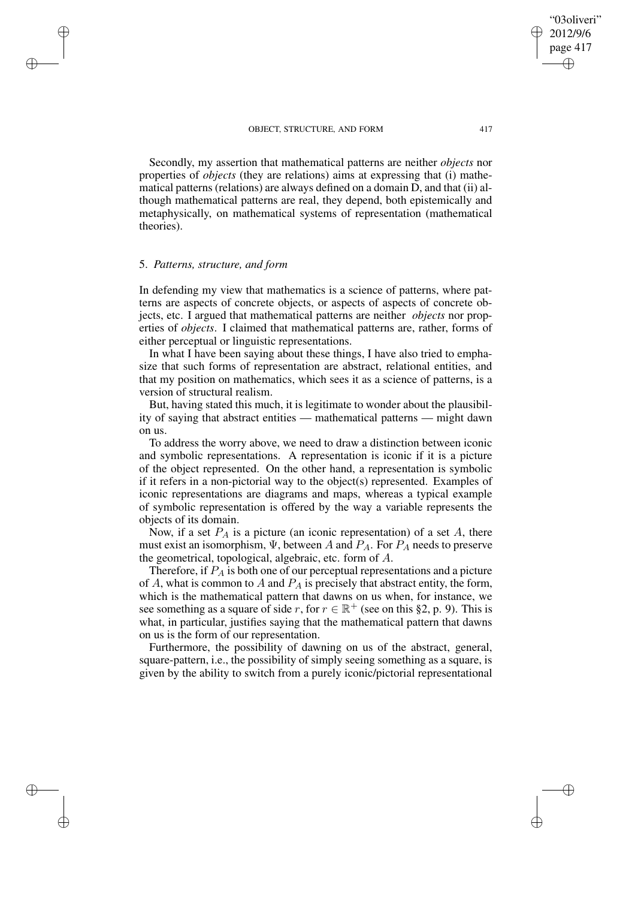Secondly, my assertion that mathematical patterns are neither *objects* nor properties of *objects* (they are relations) aims at expressing that (i) mathematical patterns (relations) are always defined on a domain D, and that (ii) although mathematical patterns are real, they depend, both epistemically and metaphysically, on mathematical systems of representation (mathematical theories).

## 5. *Patterns, structure, and form*

In defending my view that mathematics is a science of patterns, where patterns are aspects of concrete objects, or aspects of aspects of concrete objects, etc. I argued that mathematical patterns are neither *objects* nor properties of *objects*. I claimed that mathematical patterns are, rather, forms of either perceptual or linguistic representations.

In what I have been saying about these things, I have also tried to emphasize that such forms of representation are abstract, relational entities, and that my position on mathematics, which sees it as a science of patterns, is a version of structural realism.

But, having stated this much, it is legitimate to wonder about the plausibility of saying that abstract entities — mathematical patterns — might dawn on us.

To address the worry above, we need to draw a distinction between iconic and symbolic representations. A representation is iconic if it is a picture of the object represented. On the other hand, a representation is symbolic if it refers in a non-pictorial way to the object(s) represented. Examples of iconic representations are diagrams and maps, whereas a typical example of symbolic representation is offered by the way a variable represents the objects of its domain.

Now, if a set $P_A$ is a picture (an iconic representation) of a set $A$, there must exist an isomorphism, $\Psi$, between $A$ and $P_A$. For $P_A$ needs to preserve the geometrical, topological, algebraic, etc. form of $A$.

Therefore, if $P_A$ is both one of our perceptual representations and a picture of $A$, what is common to $A$ and $P_A$ is precisely that abstract entity, the form, which is the mathematical pattern that dawns on us when, for instance, we see something as a square of side $r$, for $r \in \mathbb{R}^+$ (see on this §2, p. 9). This is what, in particular, justifies saying that the mathematical pattern that dawns on us is the form of our representation.

Furthermore, the possibility of dawning on us of the abstract, general, square-pattern, i.e., the possibility of simply seeing something as a square, is given by the ability to switch from a purely iconic/pictorial representational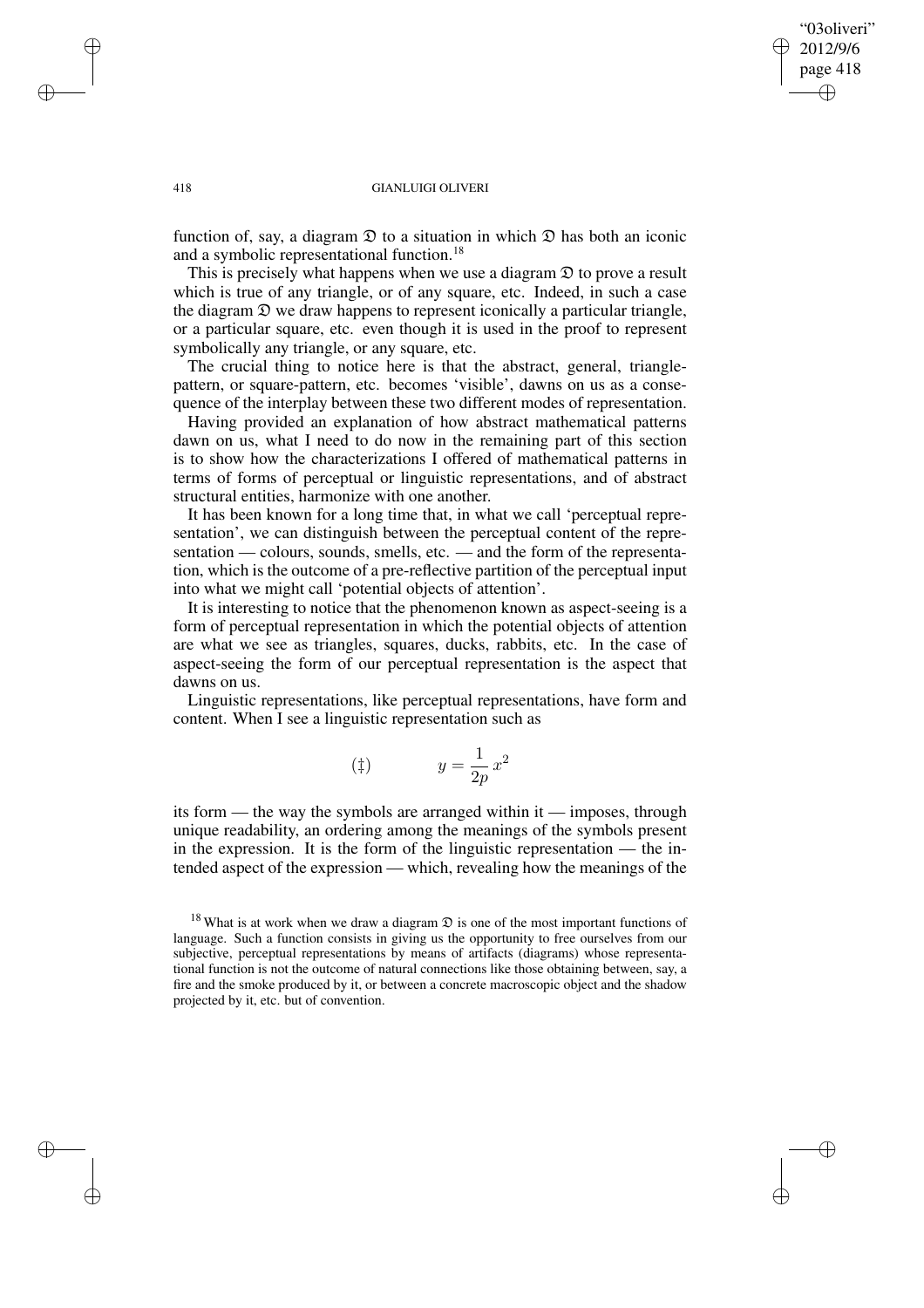function of, say, a diagram $\mathfrak{D}$ to a situation in which $\mathfrak{D}$ has both an iconic and a symbolic representational function.[18]

This is precisely what happens when we use a diagram $\mathfrak{D}$ to prove a result which is true of any triangle, or of any square, etc. Indeed, in such a case the diagram $\mathfrak{D}$ we draw happens to represent iconically a particular triangle, or a particular square, etc. even though it is used in the proof to represent symbolically any triangle, or any square, etc.

The crucial thing to notice here is that the abstract, general, triangle-pattern, or square-pattern, etc. becomes 'visible', dawns on us as a consequence of the interplay between these two different modes of representation.

Having provided an explanation of how abstract mathematical patterns dawn on us, what I need to do now in the remaining part of this section is to show how the characterizations I offered of mathematical patterns in terms of forms of perceptual or linguistic representations, and of abstract structural entities, harmonize with one another.

It has been known for a long time that, in what we call 'perceptual representation', we can distinguish between the perceptual content of the representation — colours, sounds, smells, etc. — and the form of the representation, which is the outcome of a pre-reflective partition of the perceptual input into what we might call 'potential objects of attention'.

It is interesting to notice that the phenomenon known as aspect-seeing is a form of perceptual representation in which the potential objects of attention are what we see as triangles, squares, ducks, rabbits, etc. In the case of aspect-seeing the form of our perceptual representation is the aspect that dawns on us.

Linguistic representations, like perceptual representations, have form and content. When I see a linguistic representation such as

$$(\ddagger) \qquad y = \frac{1}{2p}\,x^2$$

its form — the way the symbols are arranged within it — imposes, through unique readability, an ordering among the meanings of the symbols present in the expression. It is the form of the linguistic representation — the intended aspect of the expression — which, revealing how the meanings of the

[18] What is at work when we draw a diagram $\mathfrak{D}$ is one of the most important functions of language. Such a function consists in giving us the opportunity to free ourselves from our subjective, perceptual representations by means of artifacts (diagrams) whose representational function is not the outcome of natural connections like those obtaining between, say, a fire and the smoke produced by it, or between a concrete macroscopic object and the shadow projected by it, etc. but of convention.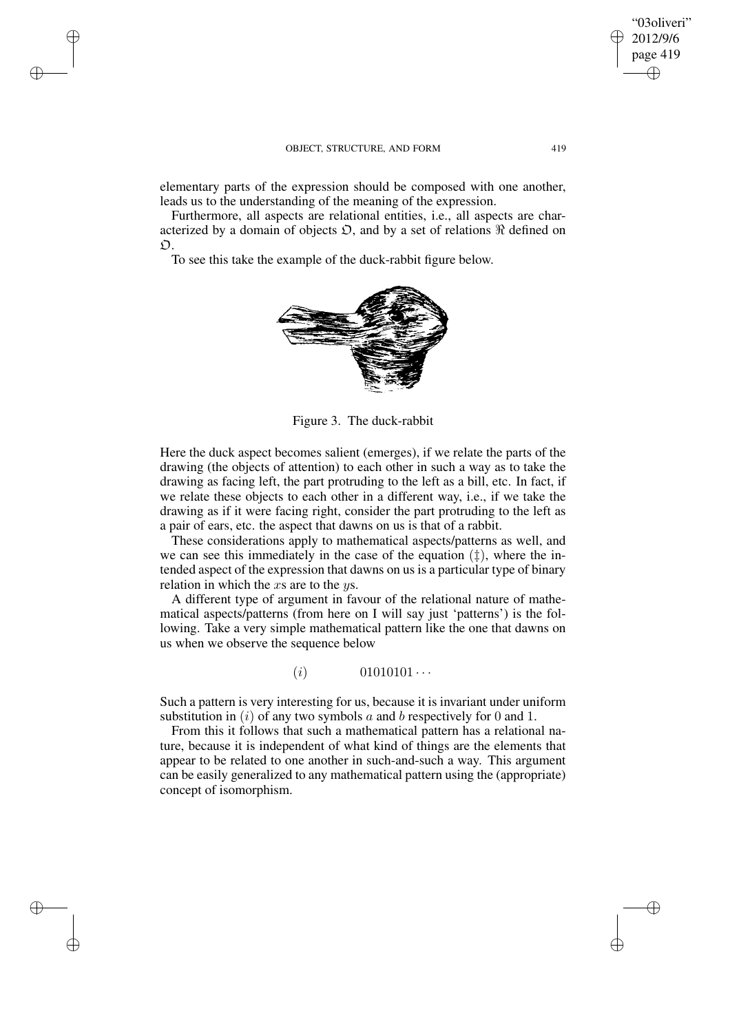elementary parts of the expression should be composed with one another, leads us to the understanding of the meaning of the expression.

Furthermore, all aspects are relational entities, i.e., all aspects are characterized by a domain of objects $\mathfrak{O}$, and by a set of relations $\Re$ defined on $\mathfrak{O}$.

To see this take the example of the duck-rabbit figure below.

Figure 3. The duck-rabbit

Here the duck aspect becomes salient (emerges), if we relate the parts of the drawing (the objects of attention) to each other in such a way as to take the drawing as facing left, the part protruding to the left as a bill, etc. In fact, if we relate these objects to each other in a different way, i.e., if we take the drawing as if it were facing right, consider the part protruding to the left as a pair of ears, etc. the aspect that dawns on us is that of a rabbit.

These considerations apply to mathematical aspects/patterns as well, and we can see this immediately in the case of the equation (‡), where the intended aspect of the expression that dawns on us is a particular type of binary relation in which the $x$s are to the $y$s.

A different type of argument in favour of the relational nature of mathematical aspects/patterns (from here on I will say just 'patterns') is the following. Take a very simple mathematical pattern like the one that dawns on us when we observe the sequence below

$$(i) \qquad 01010101\cdots$$

Such a pattern is very interesting for us, because it is invariant under uniform substitution in $(i)$ of any two symbols $a$ and $b$ respectively for 0 and 1.

From this it follows that such a mathematical pattern has a relational nature, because it is independent of what kind of things are the elements that appear to be related to one another in such-and-such a way. This argument can be easily generalized to any mathematical pattern using the (appropriate) concept of isomorphism.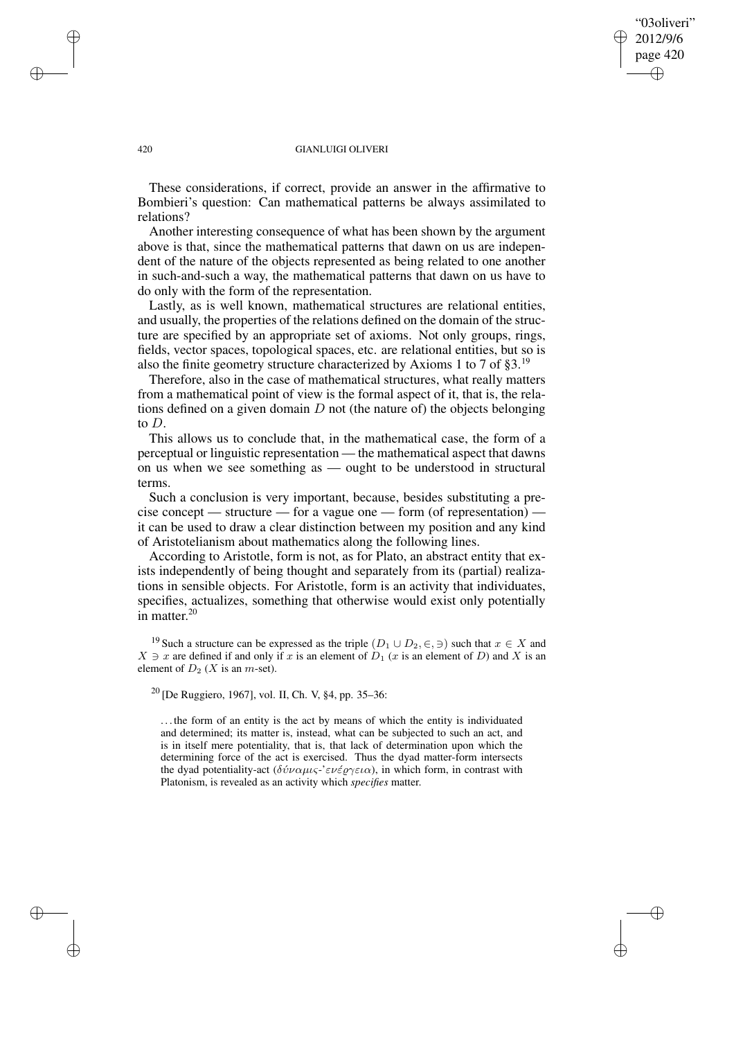These considerations, if correct, provide an answer in the affirmative to Bombieri's question: Can mathematical patterns be always assimilated to relations?

Another interesting consequence of what has been shown by the argument above is that, since the mathematical patterns that dawn on us are independent of the nature of the objects represented as being related to one another in such-and-such a way, the mathematical patterns that dawn on us have to do only with the form of the representation.

Lastly, as is well known, mathematical structures are relational entities, and usually, the properties of the relations defined on the domain of the structure are specified by an appropriate set of axioms. Not only groups, rings, fields, vector spaces, topological spaces, etc. are relational entities, but so is also the finite geometry structure characterized by Axioms 1 to 7 of §3.[19]

Therefore, also in the case of mathematical structures, what really matters from a mathematical point of view is the formal aspect of it, that is, the relations defined on a given domain $D$ not (the nature of) the objects belonging to $D$.

This allows us to conclude that, in the mathematical case, the form of a perceptual or linguistic representation — the mathematical aspect that dawns on us when we see something as — ought to be understood in structural terms.

Such a conclusion is very important, because, besides substituting a precise concept — structure — for a vague one — form (of representation) — it can be used to draw a clear distinction between my position and any kind of Aristotelianism about mathematics along the following lines.

According to Aristotle, form is not, as for Plato, an abstract entity that exists independently of being thought and separately from its (partial) realizations in sensible objects. For Aristotle, form is an activity that individuates, specifies, actualizes, something that otherwise would exist only potentially in matter.[20]

[19] Such a structure can be expressed as the triple $(D_1 \cup D_2, \in, \ni)$ such that $x \in X$ and $X \ni x$ are defined if and only if $x$ is an element of $D_1$ ($x$ is an element of $D$) and $X$ is an element of $D_2$ ($X$ is an $m$-set).

[20] [De Ruggiero, 1967], vol. II, Ch. V, §4, pp. 35–36:

> ...the form of an entity is the act by means of which the entity is individuated and determined; its matter is, instead, what can be subjected to such an act, and is in itself mere potentiality, that is, that lack of determination upon which the determining force of the act is exercised. Thus the dyad matter-form intersects the dyad potentiality-act (δύναμις-'ενέργεια), in which form, in contrast with Platonism, is revealed as an activity which *specifies* matter.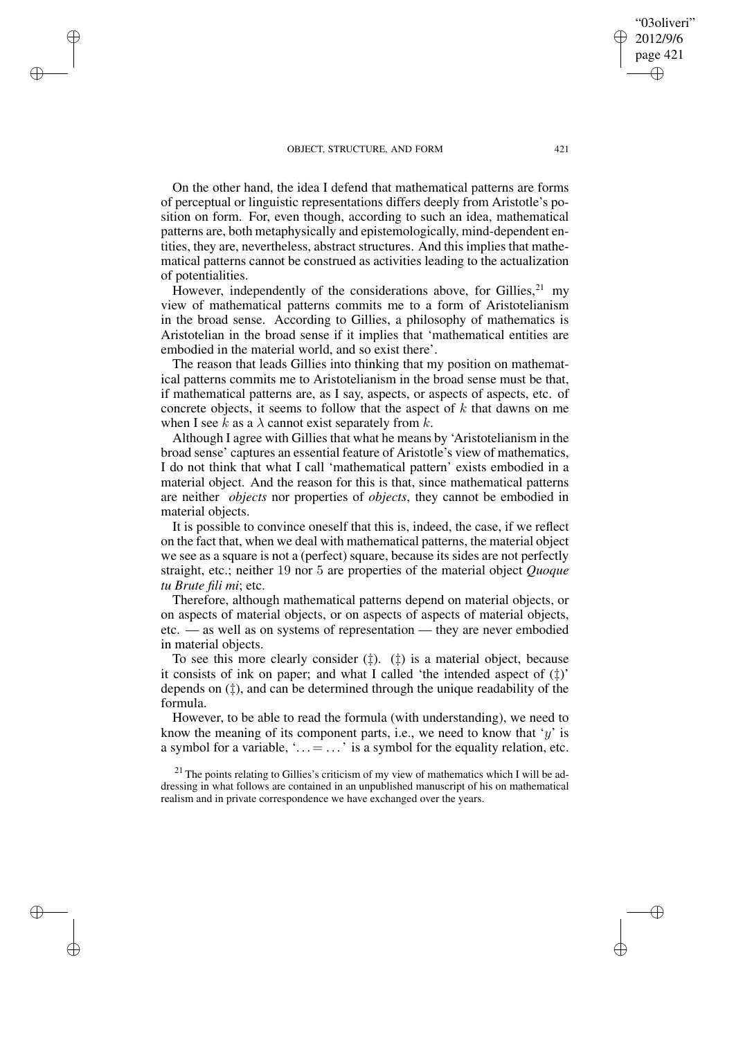On the other hand, the idea I defend that mathematical patterns are forms of perceptual or linguistic representations differs deeply from Aristotle's position on form. For, even though, according to such an idea, mathematical patterns are, both metaphysically and epistemologically, mind-dependent entities, they are, nevertheless, abstract structures. And this implies that mathematical patterns cannot be construed as activities leading to the actualization of potentialities.

However, independently of the considerations above, for Gillies,[21] my view of mathematical patterns commits me to a form of Aristotelianism in the broad sense. According to Gillies, a philosophy of mathematics is Aristotelian in the broad sense if it implies that 'mathematical entities are embodied in the material world, and so exist there'.

The reason that leads Gillies into thinking that my position on mathematical patterns commits me to Aristotelianism in the broad sense must be that, if mathematical patterns are, as I say, aspects, or aspects of aspects, etc. of concrete objects, it seems to follow that the aspect of $k$ that dawns on me when I see $k$ as a $\lambda$ cannot exist separately from $k$.

Although I agree with Gillies that what he means by 'Aristotelianism in the broad sense' captures an essential feature of Aristotle's view of mathematics, I do not think that what I call 'mathematical pattern' exists embodied in a material object. And the reason for this is that, since mathematical patterns are neither *objects* nor properties of *objects*, they cannot be embodied in material objects.

It is possible to convince oneself that this is, indeed, the case, if we reflect on the fact that, when we deal with mathematical patterns, the material object we see as a square is not a (perfect) square, because its sides are not perfectly straight, etc.; neither 19 nor 5 are properties of the material object *Quoque tu Brute fili mi*; etc.

Therefore, although mathematical patterns depend on material objects, or on aspects of material objects, or on aspects of aspects of material objects, etc. — as well as on systems of representation — they are never embodied in material objects.

To see this more clearly consider (‡). (‡) is a material object, because it consists of ink on paper; and what I called 'the intended aspect of (‡)' depends on (‡), and can be determined through the unique readability of the formula.

However, to be able to read the formula (with understanding), we need to know the meaning of its component parts, i.e., we need to know that '$y$' is a symbol for a variable, '$\ldots = \ldots$' is a symbol for the equality relation, etc.

[21] The points relating to Gillies's criticism of my view of mathematics which I will be addressing in what follows are contained in an unpublished manuscript of his on mathematical realism and in private correspondence we have exchanged over the years.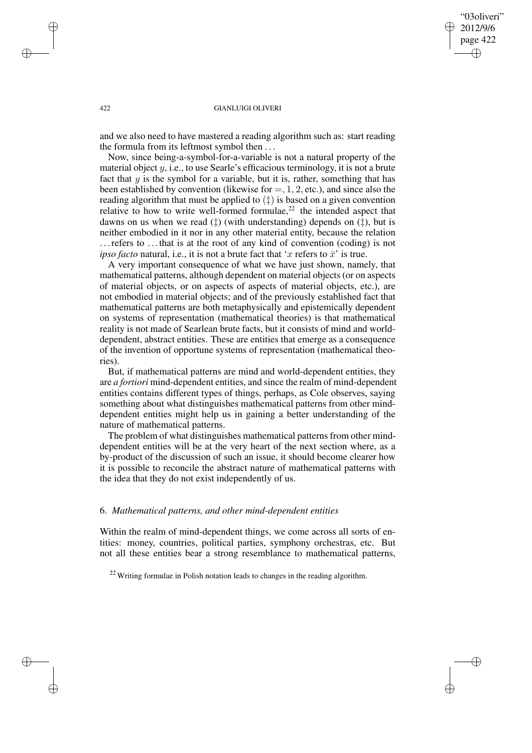and we also need to have mastered a reading algorithm such as: start reading the formula from its leftmost symbol then . . .

Now, since being-a-symbol-for-a-variable is not a natural property of the material object $y$, i.e., to use Searle's efficacious terminology, it is not a brute fact that $y$ is the symbol for a variable, but it is, rather, something that has been established by convention (likewise for $=, 1, 2$, etc.), and since also the reading algorithm that must be applied to (‡) is based on a given convention relative to how to write well-formed formulae,[22] the intended aspect that dawns on us when we read (‡) (with understanding) depends on (‡), but is neither embodied in it nor in any other material entity, because the relation . . . refers to . . . that is at the root of any kind of convention (coding) is not *ipso facto* natural, i.e., it is not a brute fact that '$x$ refers to $\bar{x}$' is true.

A very important consequence of what we have just shown, namely, that mathematical patterns, although dependent on material objects (or on aspects of material objects, or on aspects of aspects of material objects, etc.), are not embodied in material objects; and of the previously established fact that mathematical patterns are both metaphysically and epistemically dependent on systems of representation (mathematical theories) is that mathematical reality is not made of Searlean brute facts, but it consists of mind and world-dependent, abstract entities. These are entities that emerge as a consequence of the invention of opportune systems of representation (mathematical theories).

But, if mathematical patterns are mind and world-dependent entities, they are *a fortiori* mind-dependent entities, and since the realm of mind-dependent entities contains different types of things, perhaps, as Cole observes, saying something about what distinguishes mathematical patterns from other mind-dependent entities might help us in gaining a better understanding of the nature of mathematical patterns.

The problem of what distinguishes mathematical patterns from other mind-dependent entities will be at the very heart of the next section where, as a by-product of the discussion of such an issue, it should become clearer how it is possible to reconcile the abstract nature of mathematical patterns with the idea that they do not exist independently of us.

## 6. *Mathematical patterns, and other mind-dependent entities*

Within the realm of mind-dependent things, we come across all sorts of entities: money, countries, political parties, symphony orchestras, etc. But not all these entities bear a strong resemblance to mathematical patterns,

[22] Writing formulae in Polish notation leads to changes in the reading algorithm.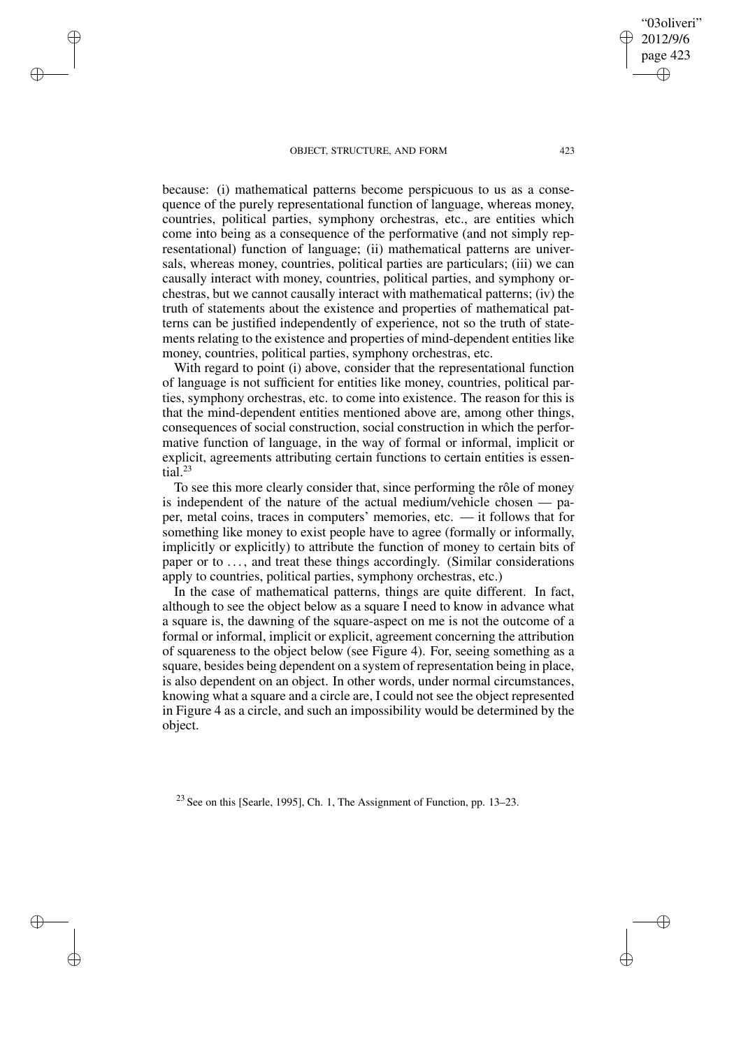because: (i) mathematical patterns become perspicuous to us as a consequence of the purely representational function of language, whereas money, countries, political parties, symphony orchestras, etc., are entities which come into being as a consequence of the performative (and not simply representational) function of language; (ii) mathematical patterns are universals, whereas money, countries, political parties are particulars; (iii) we can causally interact with money, countries, political parties, and symphony orchestras, but we cannot causally interact with mathematical patterns; (iv) the truth of statements about the existence and properties of mathematical patterns can be justified independently of experience, not so the truth of statements relating to the existence and properties of mind-dependent entities like money, countries, political parties, symphony orchestras, etc.

With regard to point (i) above, consider that the representational function of language is not sufficient for entities like money, countries, political parties, symphony orchestras, etc. to come into existence. The reason for this is that the mind-dependent entities mentioned above are, among other things, consequences of social construction, social construction in which the performative function of language, in the way of formal or informal, implicit or explicit, agreements attributing certain functions to certain entities is essential.[23]

To see this more clearly consider that, since performing the rôle of money is independent of the nature of the actual medium/vehicle chosen — paper, metal coins, traces in computers' memories, etc. — it follows that for something like money to exist people have to agree (formally or informally, implicitly or explicitly) to attribute the function of money to certain bits of paper or to . . . , and treat these things accordingly. (Similar considerations apply to countries, political parties, symphony orchestras, etc.)

In the case of mathematical patterns, things are quite different. In fact, although to see the object below as a square I need to know in advance what a square is, the dawning of the square-aspect on me is not the outcome of a formal or informal, implicit or explicit, agreement concerning the attribution of squareness to the object below (see Figure 4). For, seeing something as a square, besides being dependent on a system of representation being in place, is also dependent on an object. In other words, under normal circumstances, knowing what a square and a circle are, I could not see the object represented in Figure 4 as a circle, and such an impossibility would be determined by the object.

[23] See on this [Searle, 1995], Ch. 1, The Assignment of Function, pp. 13–23.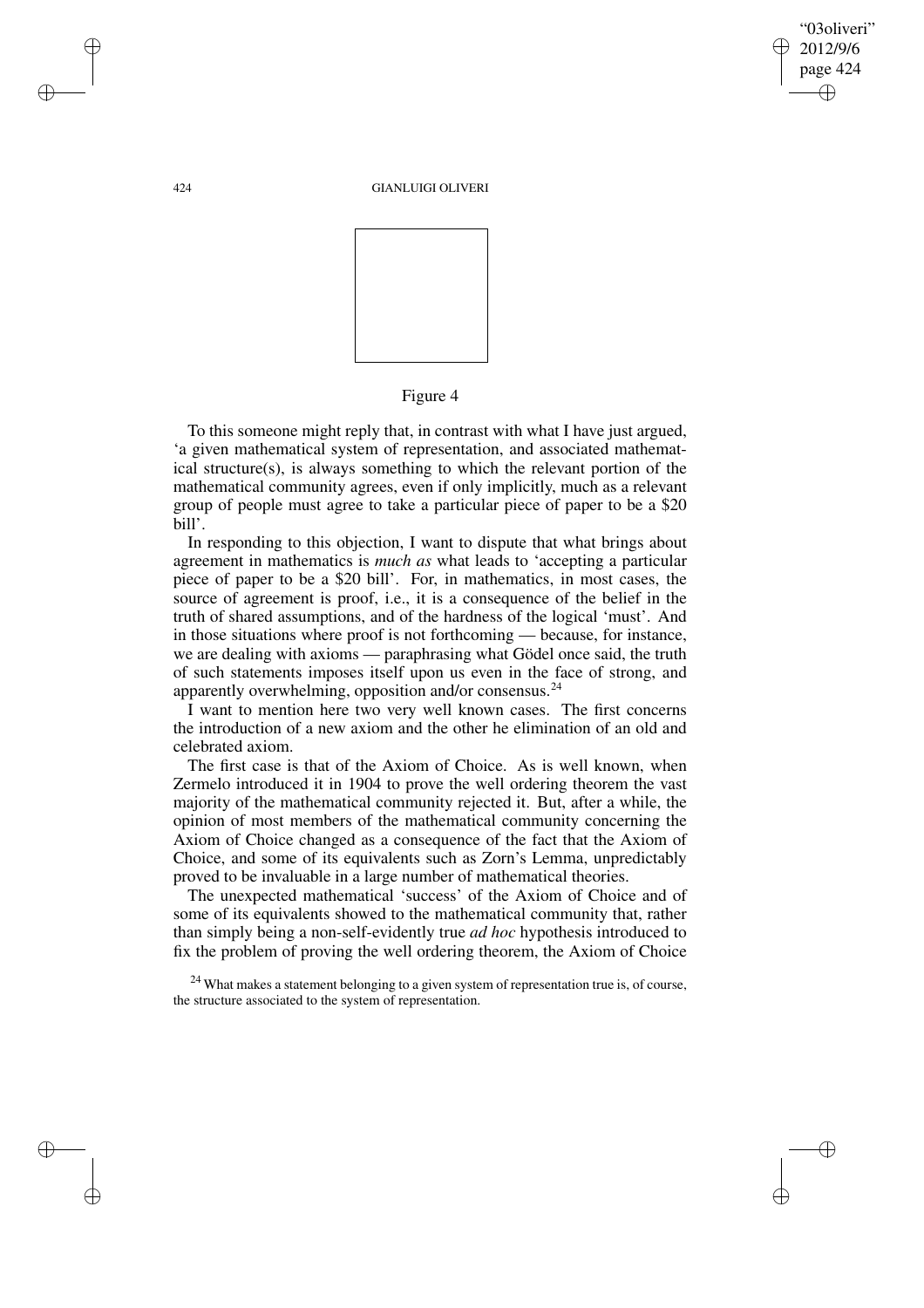Figure 4

To this someone might reply that, in contrast with what I have just argued, 'a given mathematical system of representation, and associated mathematical structure(s), is always something to which the relevant portion of the mathematical community agrees, even if only implicitly, much as a relevant group of people must agree to take a particular piece of paper to be a $20 bill'.

In responding to this objection, I want to dispute that what brings about agreement in mathematics is *much as* what leads to 'accepting a particular piece of paper to be a $20 bill'. For, in mathematics, in most cases, the source of agreement is proof, i.e., it is a consequence of the belief in the truth of shared assumptions, and of the hardness of the logical 'must'. And in those situations where proof is not forthcoming — because, for instance, we are dealing with axioms — paraphrasing what Gödel once said, the truth of such statements imposes itself upon us even in the face of strong, and apparently overwhelming, opposition and/or consensus.[24]

I want to mention here two very well known cases. The first concerns the introduction of a new axiom and the other he elimination of an old and celebrated axiom.

The first case is that of the Axiom of Choice. As is well known, when Zermelo introduced it in 1904 to prove the well ordering theorem the vast majority of the mathematical community rejected it. But, after a while, the opinion of most members of the mathematical community concerning the Axiom of Choice changed as a consequence of the fact that the Axiom of Choice, and some of its equivalents such as Zorn's Lemma, unpredictably proved to be invaluable in a large number of mathematical theories.

The unexpected mathematical 'success' of the Axiom of Choice and of some of its equivalents showed to the mathematical community that, rather than simply being a non-self-evidently true *ad hoc* hypothesis introduced to fix the problem of proving the well ordering theorem, the Axiom of Choice

[24] What makes a statement belonging to a given system of representation true is, of course, the structure associated to the system of representation.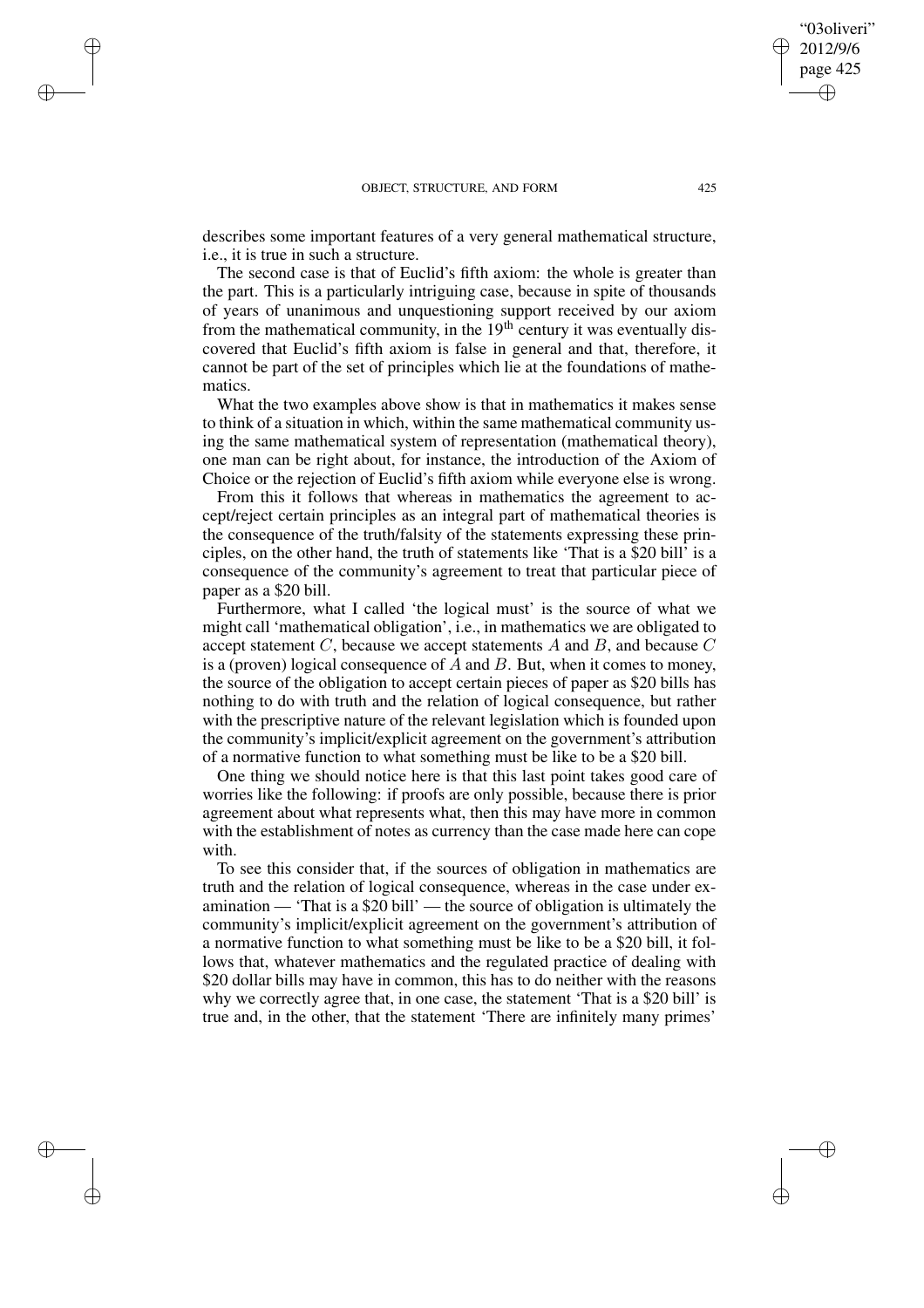describes some important features of a very general mathematical structure, i.e., it is true in such a structure.

The second case is that of Euclid's fifth axiom: the whole is greater than the part. This is a particularly intriguing case, because in spite of thousands of years of unanimous and unquestioning support received by our axiom from the mathematical community, in the 19th century it was eventually discovered that Euclid's fifth axiom is false in general and that, therefore, it cannot be part of the set of principles which lie at the foundations of mathematics.

What the two examples above show is that in mathematics it makes sense to think of a situation in which, within the same mathematical community using the same mathematical system of representation (mathematical theory), one man can be right about, for instance, the introduction of the Axiom of Choice or the rejection of Euclid's fifth axiom while everyone else is wrong.

From this it follows that whereas in mathematics the agreement to accept/reject certain principles as an integral part of mathematical theories is the consequence of the truth/falsity of the statements expressing these principles, on the other hand, the truth of statements like 'That is a $20 bill' is a consequence of the community's agreement to treat that particular piece of paper as a $20 bill.

Furthermore, what I called 'the logical must' is the source of what we might call 'mathematical obligation', i.e., in mathematics we are obligated to accept statement $C$, because we accept statements $A$ and $B$, and because $C$ is a (proven) logical consequence of $A$ and $B$. But, when it comes to money, the source of the obligation to accept certain pieces of paper as $20 bills has nothing to do with truth and the relation of logical consequence, but rather with the prescriptive nature of the relevant legislation which is founded upon the community's implicit/explicit agreement on the government's attribution of a normative function to what something must be like to be a $20 bill.

One thing we should notice here is that this last point takes good care of worries like the following: if proofs are only possible, because there is prior agreement about what represents what, then this may have more in common with the establishment of notes as currency than the case made here can cope with.

To see this consider that, if the sources of obligation in mathematics are truth and the relation of logical consequence, whereas in the case under examination — 'That is a $20 bill' — the source of obligation is ultimately the community's implicit/explicit agreement on the government's attribution of a normative function to what something must be like to be a $20 bill, it follows that, whatever mathematics and the regulated practice of dealing with $20 dollar bills may have in common, this has to do neither with the reasons why we correctly agree that, in one case, the statement 'That is a $20 bill' is true and, in the other, that the statement 'There are infinitely many primes'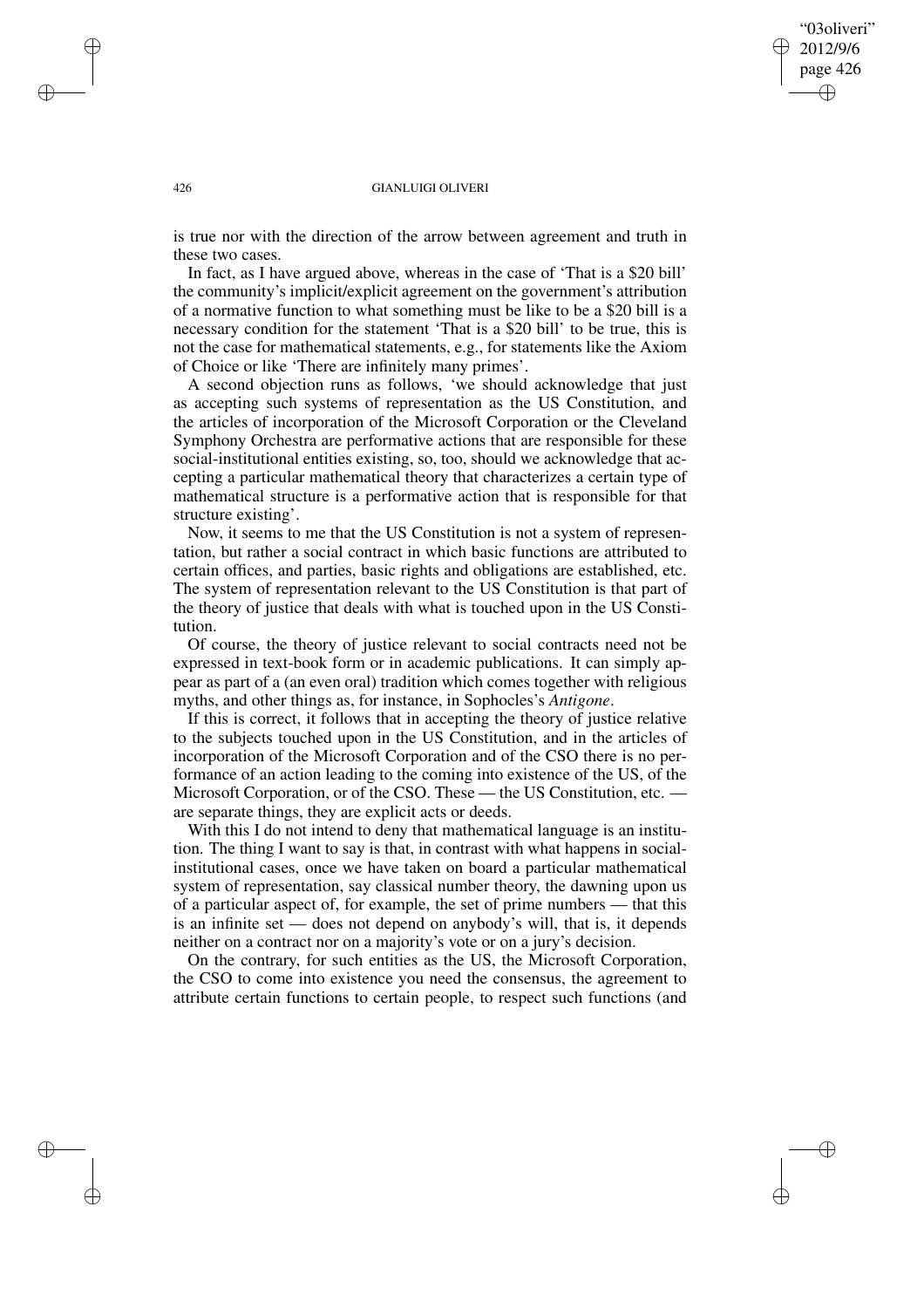is true nor with the direction of the arrow between agreement and truth in these two cases.

In fact, as I have argued above, whereas in the case of 'That is a $20 bill' the community's implicit/explicit agreement on the government's attribution of a normative function to what something must be like to be a $20 bill is a necessary condition for the statement 'That is a $20 bill' to be true, this is not the case for mathematical statements, e.g., for statements like the Axiom of Choice or like 'There are infinitely many primes'.

A second objection runs as follows, 'we should acknowledge that just as accepting such systems of representation as the US Constitution, and the articles of incorporation of the Microsoft Corporation or the Cleveland Symphony Orchestra are performative actions that are responsible for these social-institutional entities existing, so, too, should we acknowledge that accepting a particular mathematical theory that characterizes a certain type of mathematical structure is a performative action that is responsible for that structure existing'.

Now, it seems to me that the US Constitution is not a system of representation, but rather a social contract in which basic functions are attributed to certain offices, and parties, basic rights and obligations are established, etc. The system of representation relevant to the US Constitution is that part of the theory of justice that deals with what is touched upon in the US Constitution.

Of course, the theory of justice relevant to social contracts need not be expressed in text-book form or in academic publications. It can simply appear as part of a (an even oral) tradition which comes together with religious myths, and other things as, for instance, in Sophocles's *Antigone*.

If this is correct, it follows that in accepting the theory of justice relative to the subjects touched upon in the US Constitution, and in the articles of incorporation of the Microsoft Corporation and of the CSO there is no performance of an action leading to the coming into existence of the US, of the Microsoft Corporation, or of the CSO. These — the US Constitution, etc. — are separate things, they are explicit acts or deeds.

With this I do not intend to deny that mathematical language is an institution. The thing I want to say is that, in contrast with what happens in social-institutional cases, once we have taken on board a particular mathematical system of representation, say classical number theory, the dawning upon us of a particular aspect of, for example, the set of prime numbers — that this is an infinite set — does not depend on anybody's will, that is, it depends neither on a contract nor on a majority's vote or on a jury's decision.

On the contrary, for such entities as the US, the Microsoft Corporation, the CSO to come into existence you need the consensus, the agreement to attribute certain functions to certain people, to respect such functions (and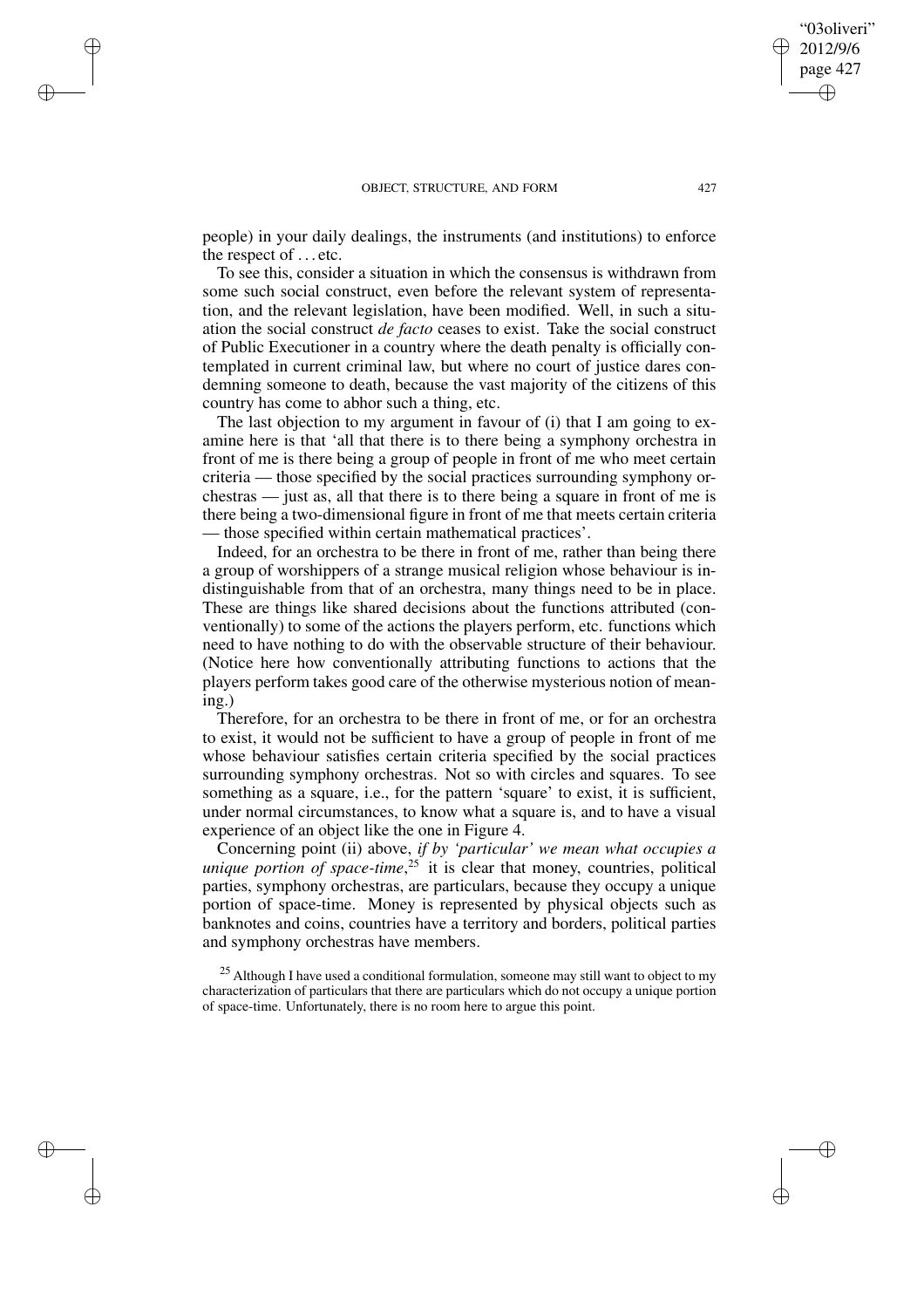people) in your daily dealings, the instruments (and institutions) to enforce the respect of . . . etc.

To see this, consider a situation in which the consensus is withdrawn from some such social construct, even before the relevant system of representation, and the relevant legislation, have been modified. Well, in such a situation the social construct *de facto* ceases to exist. Take the social construct of Public Executioner in a country where the death penalty is officially contemplated in current criminal law, but where no court of justice dares condemning someone to death, because the vast majority of the citizens of this country has come to abhor such a thing, etc.

The last objection to my argument in favour of (i) that I am going to examine here is that 'all that there is to there being a symphony orchestra in front of me is there being a group of people in front of me who meet certain criteria — those specified by the social practices surrounding symphony orchestras — just as, all that there is to there being a square in front of me is there being a two-dimensional figure in front of me that meets certain criteria — those specified within certain mathematical practices'.

Indeed, for an orchestra to be there in front of me, rather than being there a group of worshippers of a strange musical religion whose behaviour is indistinguishable from that of an orchestra, many things need to be in place. These are things like shared decisions about the functions attributed (conventionally) to some of the actions the players perform, etc. functions which need to have nothing to do with the observable structure of their behaviour. (Notice here how conventionally attributing functions to actions that the players perform takes good care of the otherwise mysterious notion of meaning.)

Therefore, for an orchestra to be there in front of me, or for an orchestra to exist, it would not be sufficient to have a group of people in front of me whose behaviour satisfies certain criteria specified by the social practices surrounding symphony orchestras. Not so with circles and squares. To see something as a square, i.e., for the pattern 'square' to exist, it is sufficient, under normal circumstances, to know what a square is, and to have a visual experience of an object like the one in Figure 4.

Concerning point (ii) above, *if by 'particular' we mean what occupies a unique portion of space-time*,[25] it is clear that money, countries, political parties, symphony orchestras, are particulars, because they occupy a unique portion of space-time. Money is represented by physical objects such as banknotes and coins, countries have a territory and borders, political parties and symphony orchestras have members.

[25] Although I have used a conditional formulation, someone may still want to object to my characterization of particulars that there are particulars which do not occupy a unique portion of space-time. Unfortunately, there is no room here to argue this point.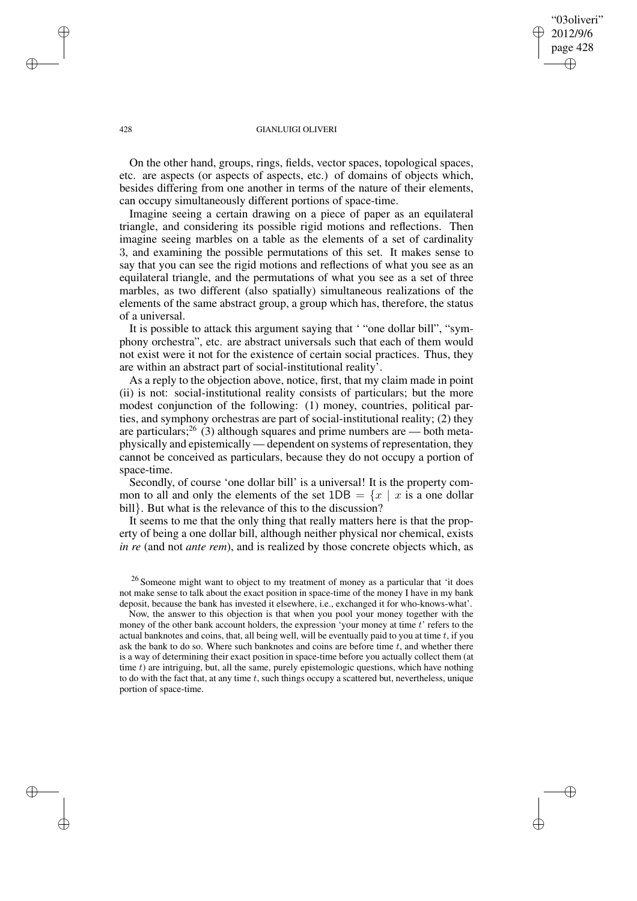On the other hand, groups, rings, fields, vector spaces, topological spaces, etc. are aspects (or aspects of aspects, etc.) of domains of objects which, besides differing from one another in terms of the nature of their elements, can occupy simultaneously different portions of space-time.

Imagine seeing a certain drawing on a piece of paper as an equilateral triangle, and considering its possible rigid motions and reflections. Then imagine seeing marbles on a table as the elements of a set of cardinality 3, and examining the possible permutations of this set. It makes sense to say that you can see the rigid motions and reflections of what you see as an equilateral triangle, and the permutations of what you see as a set of three marbles, as two different (also spatially) simultaneous realizations of the elements of the same abstract group, a group which has, therefore, the status of a universal.

It is possible to attack this argument saying that ' "one dollar bill", "symphony orchestra", etc. are abstract universals such that each of them would not exist were it not for the existence of certain social practices. Thus, they are within an abstract part of social-institutional reality'.

As a reply to the objection above, notice, first, that my claim made in point (ii) is not: social-institutional reality consists of particulars; but the more modest conjunction of the following: (1) money, countries, political parties, and symphony orchestras are part of social-institutional reality; (2) they are particulars;[26] (3) although squares and prime numbers are — both metaphysically and epistemically — dependent on systems of representation, they cannot be conceived as particulars, because they do not occupy a portion of space-time.

Secondly, of course 'one dollar bill' is a universal! It is the property common to all and only the elements of the set $\mathsf{1DB} = \{x \mid x \text{ is a one dollar bill}\}$. But what is the relevance of this to the discussion?

It seems to me that the only thing that really matters here is that the property of being a one dollar bill, although neither physical nor chemical, exists *in re* (and not *ante rem*), and is realized by those concrete objects which, as

[26] Someone might want to object to my treatment of money as a particular that 'it does not make sense to talk about the exact position in space-time of the money I have in my bank deposit, because the bank has invested it elsewhere, i.e., exchanged it for who-knows-what'.

Now, the answer to this objection is that when you pool your money together with the money of the other bank account holders, the expression 'your money at time $t$' refers to the actual banknotes and coins, that, all being well, will be eventually paid to you at time $t$, if you ask the bank to do so. Where such banknotes and coins are before time $t$, and whether there is a way of determining their exact position in space-time before you actually collect them (at time $t$) are intriguing, but, all the same, purely epistemologic questions, which have nothing to do with the fact that, at any time $t$, such things occupy a scattered but, nevertheless, unique portion of space-time.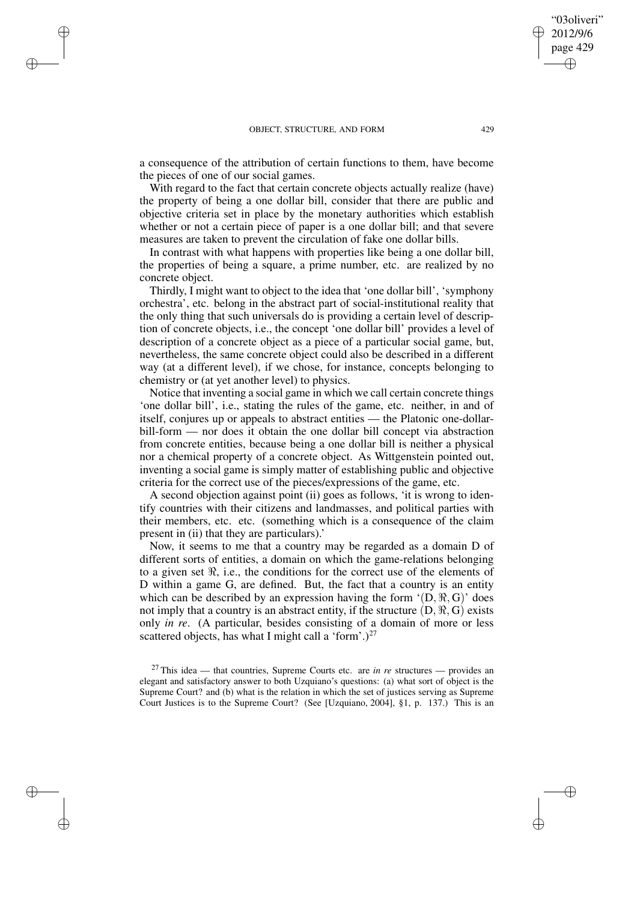a consequence of the attribution of certain functions to them, have become the pieces of one of our social games.

With regard to the fact that certain concrete objects actually realize (have) the property of being a one dollar bill, consider that there are public and objective criteria set in place by the monetary authorities which establish whether or not a certain piece of paper is a one dollar bill; and that severe measures are taken to prevent the circulation of fake one dollar bills.

In contrast with what happens with properties like being a one dollar bill, the properties of being a square, a prime number, etc. are realized by no concrete object.

Thirdly, I might want to object to the idea that 'one dollar bill', 'symphony orchestra', etc. belong in the abstract part of social-institutional reality that the only thing that such universals do is providing a certain level of description of concrete objects, i.e., the concept 'one dollar bill' provides a level of description of a concrete object as a piece of a particular social game, but, nevertheless, the same concrete object could also be described in a different way (at a different level), if we chose, for instance, concepts belonging to chemistry or (at yet another level) to physics.

Notice that inventing a social game in which we call certain concrete things 'one dollar bill', i.e., stating the rules of the game, etc. neither, in and of itself, conjures up or appeals to abstract entities — the Platonic one-dollar-bill-form — nor does it obtain the one dollar bill concept via abstraction from concrete entities, because being a one dollar bill is neither a physical nor a chemical property of a concrete object. As Wittgenstein pointed out, inventing a social game is simply matter of establishing public and objective criteria for the correct use of the pieces/expressions of the game, etc.

A second objection against point (ii) goes as follows, 'it is wrong to identify countries with their citizens and landmasses, and political parties with their members, etc. etc. (something which is a consequence of the claim present in (ii) that they are particulars).'

Now, it seems to me that a country may be regarded as a domain D of different sorts of entities, a domain on which the game-relations belonging to a given set $\Re$, i.e., the conditions for the correct use of the elements of D within a game G, are defined. But, the fact that a country is an entity which can be described by an expression having the form '$(\mathrm{D}, \Re, \mathrm{G})$' does not imply that a country is an abstract entity, if the structure $(\mathrm{D}, \Re, \mathrm{G})$ exists only *in re*. (A particular, besides consisting of a domain of more or less scattered objects, has what I might call a 'form'.)[27]

[27] This idea — that countries, Supreme Courts etc. are *in re* structures — provides an elegant and satisfactory answer to both Uzquiano's questions: (a) what sort of object is the Supreme Court? and (b) what is the relation in which the set of justices serving as Supreme Court Justices is to the Supreme Court? (See [Uzquiano, 2004], §1, p. 137.) This is an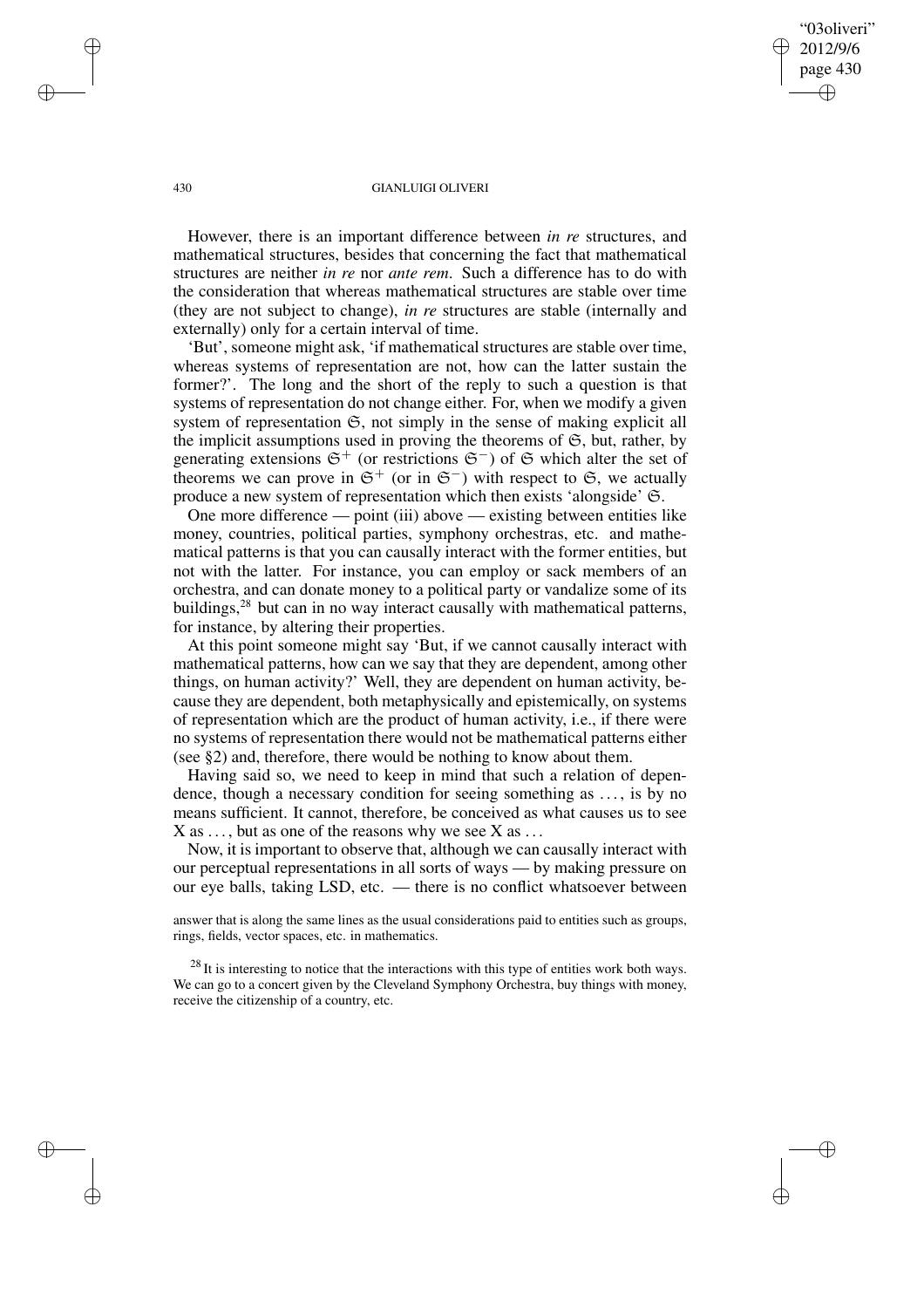However, there is an important difference between *in re* structures, and mathematical structures, besides that concerning the fact that mathematical structures are neither *in re* nor *ante rem*. Such a difference has to do with the consideration that whereas mathematical structures are stable over time (they are not subject to change), *in re* structures are stable (internally and externally) only for a certain interval of time.

'But', someone might ask, 'if mathematical structures are stable over time, whereas systems of representation are not, how can the latter sustain the former?'. The long and the short of the reply to such a question is that systems of representation do not change either. For, when we modify a given system of representation $\mathfrak{S}$, not simply in the sense of making explicit all the implicit assumptions used in proving the theorems of $\mathfrak{S}$, but, rather, by generating extensions $\mathfrak{S}^+$ (or restrictions $\mathfrak{S}^-$) of $\mathfrak{S}$ which alter the set of theorems we can prove in $\mathfrak{S}^+$ (or in $\mathfrak{S}^-$) with respect to $\mathfrak{S}$, we actually produce a new system of representation which then exists 'alongside' $\mathfrak{S}$.

One more difference — point (iii) above — existing between entities like money, countries, political parties, symphony orchestras, etc. and mathematical patterns is that you can causally interact with the former entities, but not with the latter. For instance, you can employ or sack members of an orchestra, and can donate money to a political party or vandalize some of its buildings,[28] but can in no way interact causally with mathematical patterns, for instance, by altering their properties.

At this point someone might say 'But, if we cannot causally interact with mathematical patterns, how can we say that they are dependent, among other things, on human activity?' Well, they are dependent on human activity, because they are dependent, both metaphysically and epistemically, on systems of representation which are the product of human activity, i.e., if there were no systems of representation there would not be mathematical patterns either (see §2) and, therefore, there would be nothing to know about them.

Having said so, we need to keep in mind that such a relation of dependence, though a necessary condition for seeing something as ..., is by no means sufficient. It cannot, therefore, be conceived as what causes us to see X as ..., but as one of the reasons why we see X as ...

Now, it is important to observe that, although we can causally interact with our perceptual representations in all sorts of ways — by making pressure on our eye balls, taking LSD, etc. — there is no conflict whatsoever between

answer that is along the same lines as the usual considerations paid to entities such as groups, rings, fields, vector spaces, etc. in mathematics.

[28] It is interesting to notice that the interactions with this type of entities work both ways. We can go to a concert given by the Cleveland Symphony Orchestra, buy things with money, receive the citizenship of a country, etc.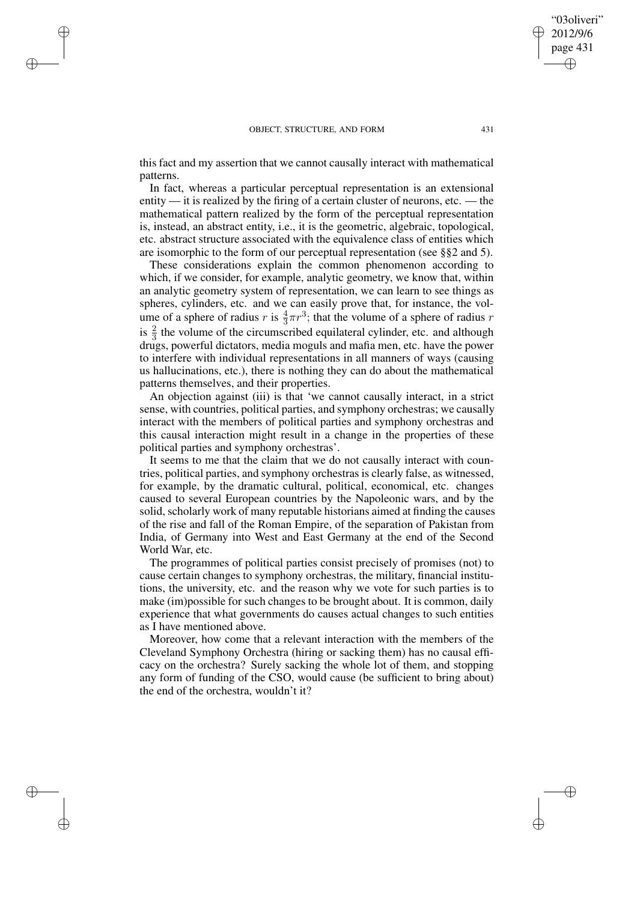this fact and my assertion that we cannot causally interact with mathematical patterns.

In fact, whereas a particular perceptual representation is an extensional entity — it is realized by the firing of a certain cluster of neurons, etc. — the mathematical pattern realized by the form of the perceptual representation is, instead, an abstract entity, i.e., it is the geometric, algebraic, topological, etc. abstract structure associated with the equivalence class of entities which are isomorphic to the form of our perceptual representation (see §§2 and 5).

These considerations explain the common phenomenon according to which, if we consider, for example, analytic geometry, we know that, within an analytic geometry system of representation, we can learn to see things as spheres, cylinders, etc. and we can easily prove that, for instance, the volume of a sphere of radius $r$ is $\frac{4}{3}\pi r^3$; that the volume of a sphere of radius $r$ is $\frac{2}{3}$ the volume of the circumscribed equilateral cylinder, etc. and although drugs, powerful dictators, media moguls and mafia men, etc. have the power to interfere with individual representations in all manners of ways (causing us hallucinations, etc.), there is nothing they can do about the mathematical patterns themselves, and their properties.

An objection against (iii) is that 'we cannot causally interact, in a strict sense, with countries, political parties, and symphony orchestras; we causally interact with the members of political parties and symphony orchestras and this causal interaction might result in a change in the properties of these political parties and symphony orchestras'.

It seems to me that the claim that we do not causally interact with countries, political parties, and symphony orchestras is clearly false, as witnessed, for example, by the dramatic cultural, political, economical, etc. changes caused to several European countries by the Napoleonic wars, and by the solid, scholarly work of many reputable historians aimed at finding the causes of the rise and fall of the Roman Empire, of the separation of Pakistan from India, of Germany into West and East Germany at the end of the Second World War, etc.

The programmes of political parties consist precisely of promises (not) to cause certain changes to symphony orchestras, the military, financial institutions, the university, etc. and the reason why we vote for such parties is to make (im)possible for such changes to be brought about. It is common, daily experience that what governments do causes actual changes to such entities as I have mentioned above.

Moreover, how come that a relevant interaction with the members of the Cleveland Symphony Orchestra (hiring or sacking them) has no causal efficacy on the orchestra? Surely sacking the whole lot of them, and stopping any form of funding of the CSO, would cause (be sufficient to bring about) the end of the orchestra, wouldn't it?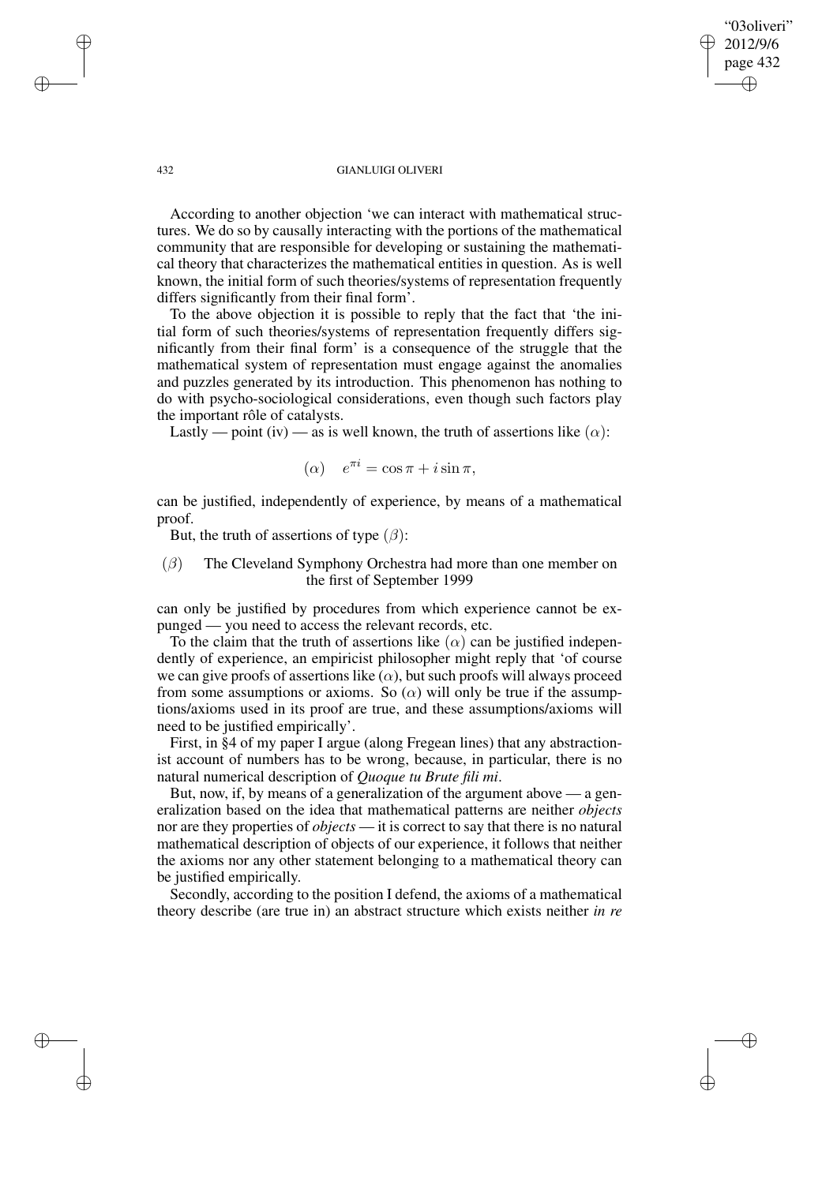According to another objection 'we can interact with mathematical structures. We do so by causally interacting with the portions of the mathematical community that are responsible for developing or sustaining the mathematical theory that characterizes the mathematical entities in question. As is well known, the initial form of such theories/systems of representation frequently differs significantly from their final form'.

To the above objection it is possible to reply that the fact that 'the initial form of such theories/systems of representation frequently differs significantly from their final form' is a consequence of the struggle that the mathematical system of representation must engage against the anomalies and puzzles generated by its introduction. This phenomenon has nothing to do with psycho-sociological considerations, even though such factors play the important rôle of catalysts.

Lastly — point (iv) — as is well known, the truth of assertions like $(\alpha)$:

$$(\alpha) \quad e^{\pi i} = \cos \pi + i \sin \pi,$$

can be justified, independently of experience, by means of a mathematical proof.

But, the truth of assertions of type $(\beta)$:

$(\beta)$ The Cleveland Symphony Orchestra had more than one member on the first of September 1999

can only be justified by procedures from which experience cannot be expunged — you need to access the relevant records, etc.

To the claim that the truth of assertions like $(\alpha)$ can be justified independently of experience, an empiricist philosopher might reply that 'of course we can give proofs of assertions like $(\alpha)$, but such proofs will always proceed from some assumptions or axioms. So $(\alpha)$ will only be true if the assumptions/axioms used in its proof are true, and these assumptions/axioms will need to be justified empirically'.

First, in §4 of my paper I argue (along Fregean lines) that any abstractionist account of numbers has to be wrong, because, in particular, there is no natural numerical description of *Quoque tu Brute fili mi*.

But, now, if, by means of a generalization of the argument above — a generalization based on the idea that mathematical patterns are neither *objects* nor are they properties of *objects* — it is correct to say that there is no natural mathematical description of objects of our experience, it follows that neither the axioms nor any other statement belonging to a mathematical theory can be justified empirically.

Secondly, according to the position I defend, the axioms of a mathematical theory describe (are true in) an abstract structure which exists neither *in re*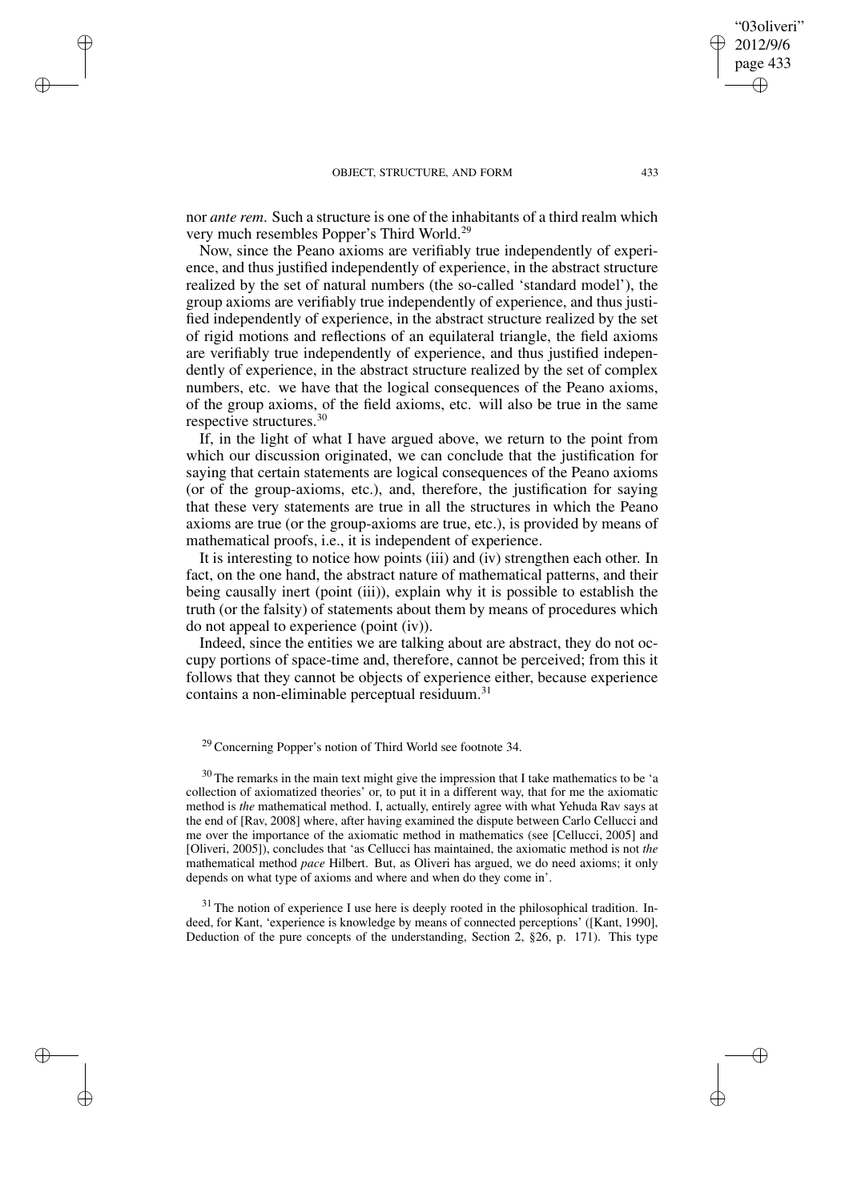nor *ante rem*. Such a structure is one of the inhabitants of a third realm which very much resembles Popper's Third World.[29]

Now, since the Peano axioms are verifiably true independently of experience, and thus justified independently of experience, in the abstract structure realized by the set of natural numbers (the so-called 'standard model'), the group axioms are verifiably true independently of experience, and thus justified independently of experience, in the abstract structure realized by the set of rigid motions and reflections of an equilateral triangle, the field axioms are verifiably true independently of experience, and thus justified independently of experience, in the abstract structure realized by the set of complex numbers, etc. we have that the logical consequences of the Peano axioms, of the group axioms, of the field axioms, etc. will also be true in the same respective structures.[30]

If, in the light of what I have argued above, we return to the point from which our discussion originated, we can conclude that the justification for saying that certain statements are logical consequences of the Peano axioms (or of the group-axioms, etc.), and, therefore, the justification for saying that these very statements are true in all the structures in which the Peano axioms are true (or the group-axioms are true, etc.), is provided by means of mathematical proofs, i.e., it is independent of experience.

It is interesting to notice how points (iii) and (iv) strengthen each other. In fact, on the one hand, the abstract nature of mathematical patterns, and their being causally inert (point (iii)), explain why it is possible to establish the truth (or the falsity) of statements about them by means of procedures which do not appeal to experience (point (iv)).

Indeed, since the entities we are talking about are abstract, they do not occupy portions of space-time and, therefore, cannot be perceived; from this it follows that they cannot be objects of experience either, because experience contains a non-eliminable perceptual residuum.[31]

---

[29] Concerning Popper's notion of Third World see footnote 34.

[30] The remarks in the main text might give the impression that I take mathematics to be 'a collection of axiomatized theories' or, to put it in a different way, that for me the axiomatic method is *the* mathematical method. I, actually, entirely agree with what Yehuda Rav says at the end of [Rav, 2008] where, after having examined the dispute between Carlo Cellucci and me over the importance of the axiomatic method in mathematics (see [Cellucci, 2005] and [Oliveri, 2005]), concludes that 'as Cellucci has maintained, the axiomatic method is not *the* mathematical method *pace* Hilbert. But, as Oliveri has argued, we do need axioms; it only depends on what type of axioms and where and when do they come in'.

[31] The notion of experience I use here is deeply rooted in the philosophical tradition. Indeed, for Kant, 'experience is knowledge by means of connected perceptions' ([Kant, 1990], Deduction of the pure concepts of the understanding, Section 2, §26, p. 171). This type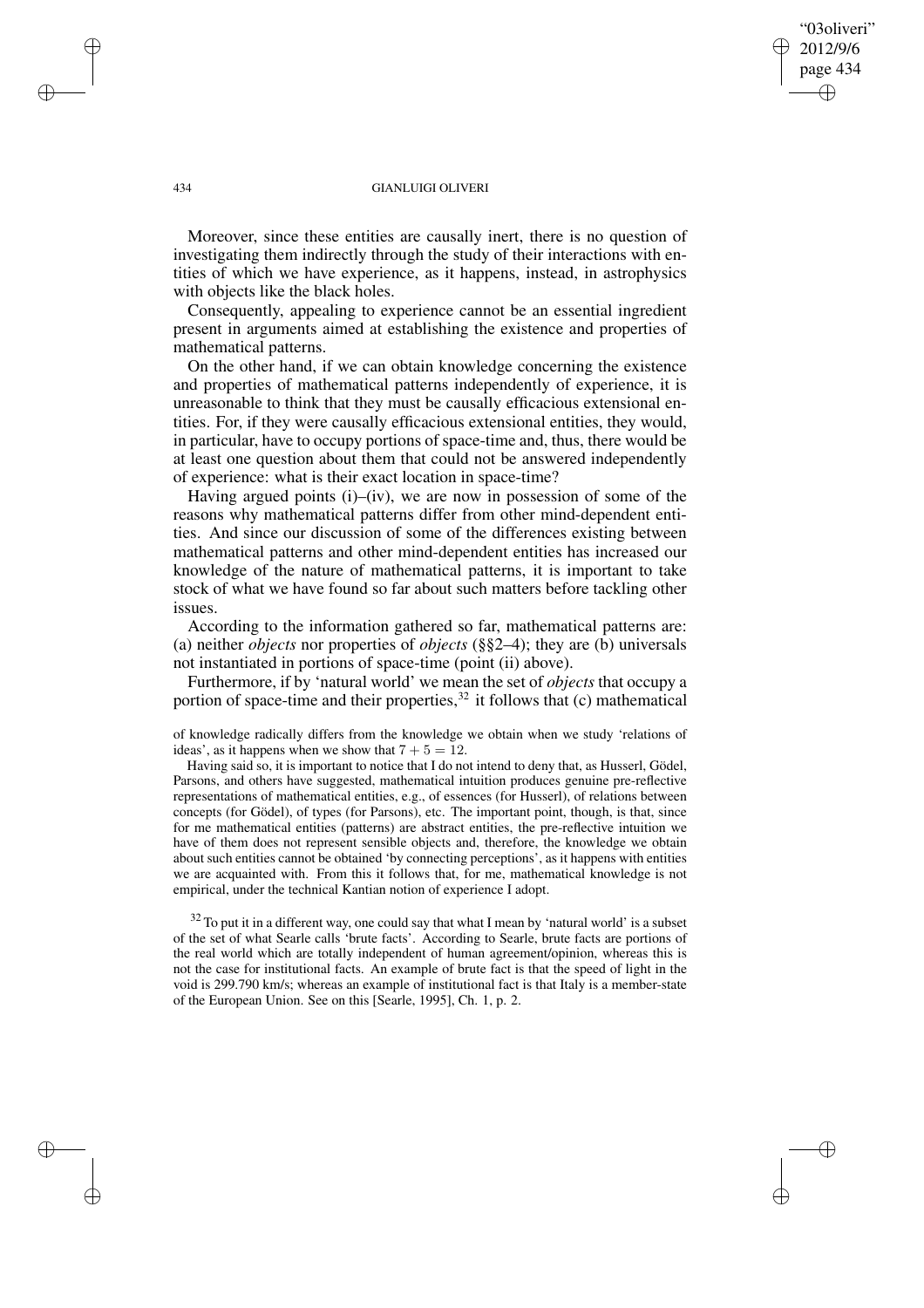Moreover, since these entities are causally inert, there is no question of investigating them indirectly through the study of their interactions with entities of which we have experience, as it happens, instead, in astrophysics with objects like the black holes.

Consequently, appealing to experience cannot be an essential ingredient present in arguments aimed at establishing the existence and properties of mathematical patterns.

On the other hand, if we can obtain knowledge concerning the existence and properties of mathematical patterns independently of experience, it is unreasonable to think that they must be causally efficacious extensional entities. For, if they were causally efficacious extensional entities, they would, in particular, have to occupy portions of space-time and, thus, there would be at least one question about them that could not be answered independently of experience: what is their exact location in space-time?

Having argued points (i)–(iv), we are now in possession of some of the reasons why mathematical patterns differ from other mind-dependent entities. And since our discussion of some of the differences existing between mathematical patterns and other mind-dependent entities has increased our knowledge of the nature of mathematical patterns, it is important to take stock of what we have found so far about such matters before tackling other issues.

According to the information gathered so far, mathematical patterns are: (a) neither *objects* nor properties of *objects* (§§2–4); they are (b) universals not instantiated in portions of space-time (point (ii) above).

Furthermore, if by 'natural world' we mean the set of *objects* that occupy a portion of space-time and their properties,[32] it follows that (c) mathematical

of knowledge radically differs from the knowledge we obtain when we study 'relations of ideas', as it happens when we show that $7 + 5 = 12$.

Having said so, it is important to notice that I do not intend to deny that, as Husserl, Gödel, Parsons, and others have suggested, mathematical intuition produces genuine pre-reflective representations of mathematical entities, e.g., of essences (for Husserl), of relations between concepts (for Gödel), of types (for Parsons), etc. The important point, though, is that, since for me mathematical entities (patterns) are abstract entities, the pre-reflective intuition we have of them does not represent sensible objects and, therefore, the knowledge we obtain about such entities cannot be obtained 'by connecting perceptions', as it happens with entities we are acquainted with. From this it follows that, for me, mathematical knowledge is not empirical, under the technical Kantian notion of experience I adopt.

[32] To put it in a different way, one could say that what I mean by 'natural world' is a subset of the set of what Searle calls 'brute facts'. According to Searle, brute facts are portions of the real world which are totally independent of human agreement/opinion, whereas this is not the case for institutional facts. An example of brute fact is that the speed of light in the void is 299.790 km/s; whereas an example of institutional fact is that Italy is a member-state of the European Union. See on this [Searle, 1995], Ch. 1, p. 2.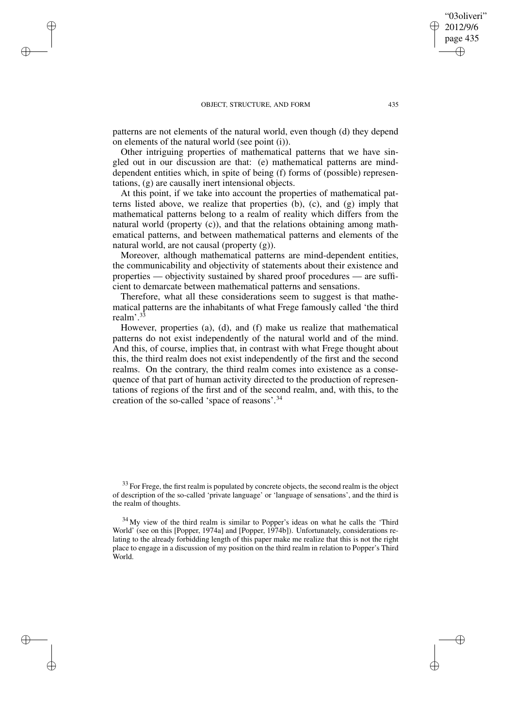patterns are not elements of the natural world, even though (d) they depend on elements of the natural world (see point (i)).

Other intriguing properties of mathematical patterns that we have singled out in our discussion are that: (e) mathematical patterns are mind-dependent entities which, in spite of being (f) forms of (possible) representations, (g) are causally inert intensional objects.

At this point, if we take into account the properties of mathematical patterns listed above, we realize that properties (b), (c), and (g) imply that mathematical patterns belong to a realm of reality which differs from the natural world (property (c)), and that the relations obtaining among mathematical patterns, and between mathematical patterns and elements of the natural world, are not causal (property (g)).

Moreover, although mathematical patterns are mind-dependent entities, the communicability and objectivity of statements about their existence and properties — objectivity sustained by shared proof procedures — are sufficient to demarcate between mathematical patterns and sensations.

Therefore, what all these considerations seem to suggest is that mathematical patterns are the inhabitants of what Frege famously called 'the third realm'.[33]

However, properties (a), (d), and (f) make us realize that mathematical patterns do not exist independently of the natural world and of the mind. And this, of course, implies that, in contrast with what Frege thought about this, the third realm does not exist independently of the first and the second realms. On the contrary, the third realm comes into existence as a consequence of that part of human activity directed to the production of representations of regions of the first and of the second realm, and, with this, to the creation of the so-called 'space of reasons'.[34]

[33] For Frege, the first realm is populated by concrete objects, the second realm is the object of description of the so-called 'private language' or 'language of sensations', and the third is the realm of thoughts.

[34] My view of the third realm is similar to Popper's ideas on what he calls the 'Third World' (see on this [Popper, 1974a] and [Popper, 1974b]). Unfortunately, considerations relating to the already forbidding length of this paper make me realize that this is not the right place to engage in a discussion of my position on the third realm in relation to Popper's Third World.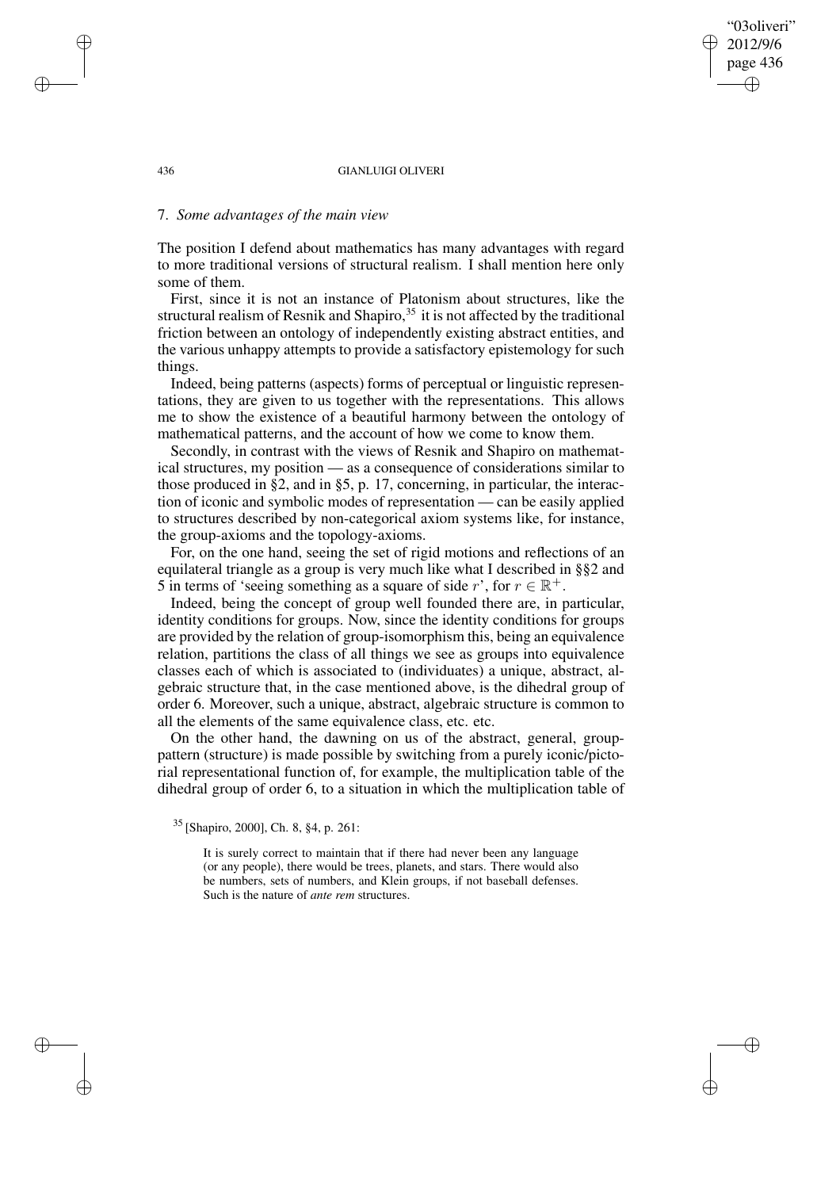## 7. *Some advantages of the main view*

The position I defend about mathematics has many advantages with regard to more traditional versions of structural realism. I shall mention here only some of them.

First, since it is not an instance of Platonism about structures, like the structural realism of Resnik and Shapiro,[35] it is not affected by the traditional friction between an ontology of independently existing abstract entities, and the various unhappy attempts to provide a satisfactory epistemology for such things.

Indeed, being patterns (aspects) forms of perceptual or linguistic representations, they are given to us together with the representations. This allows me to show the existence of a beautiful harmony between the ontology of mathematical patterns, and the account of how we come to know them.

Secondly, in contrast with the views of Resnik and Shapiro on mathematical structures, my position — as a consequence of considerations similar to those produced in §2, and in §5, p. 17, concerning, in particular, the interaction of iconic and symbolic modes of representation — can be easily applied to structures described by non-categorical axiom systems like, for instance, the group-axioms and the topology-axioms.

For, on the one hand, seeing the set of rigid motions and reflections of an equilateral triangle as a group is very much like what I described in §§2 and 5 in terms of 'seeing something as a square of side $r$', for $r \in \mathbb{R}^+$.

Indeed, being the concept of group well founded there are, in particular, identity conditions for groups. Now, since the identity conditions for groups are provided by the relation of group-isomorphism this, being an equivalence relation, partitions the class of all things we see as groups into equivalence classes each of which is associated to (individuates) a unique, abstract, algebraic structure that, in the case mentioned above, is the dihedral group of order 6. Moreover, such a unique, abstract, algebraic structure is common to all the elements of the same equivalence class, etc. etc.

On the other hand, the dawning on us of the abstract, general, group-pattern (structure) is made possible by switching from a purely iconic/pictorial representational function of, for example, the multiplication table of the dihedral group of order 6, to a situation in which the multiplication table of

[35] [Shapiro, 2000], Ch. 8, §4, p. 261:

> It is surely correct to maintain that if there had never been any language (or any people), there would be trees, planets, and stars. There would also be numbers, sets of numbers, and Klein groups, if not baseball defenses. Such is the nature of *ante rem* structures.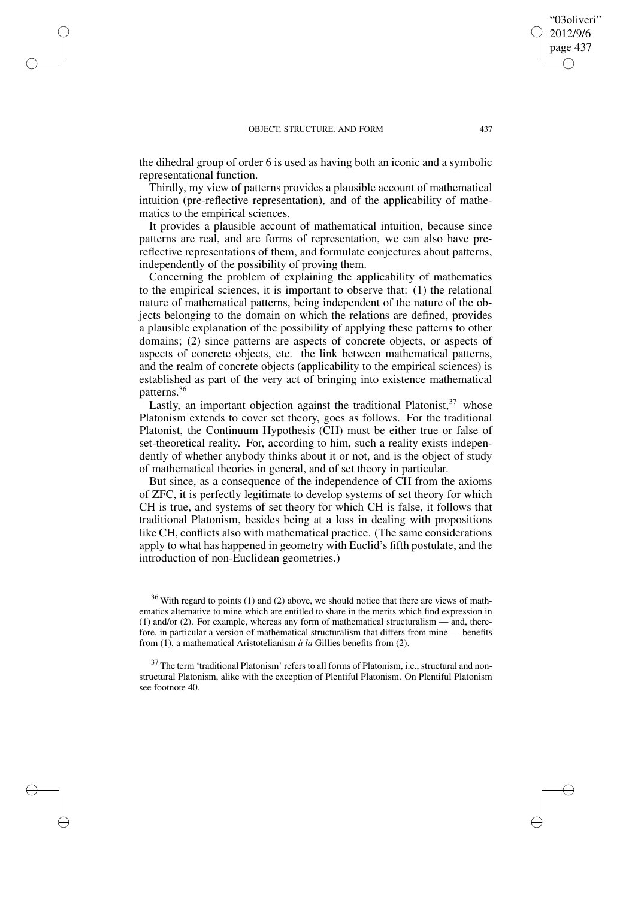the dihedral group of order 6 is used as having both an iconic and a symbolic representational function.

Thirdly, my view of patterns provides a plausible account of mathematical intuition (pre-reflective representation), and of the applicability of mathematics to the empirical sciences.

It provides a plausible account of mathematical intuition, because since patterns are real, and are forms of representation, we can also have pre-reflective representations of them, and formulate conjectures about patterns, independently of the possibility of proving them.

Concerning the problem of explaining the applicability of mathematics to the empirical sciences, it is important to observe that: (1) the relational nature of mathematical patterns, being independent of the nature of the objects belonging to the domain on which the relations are defined, provides a plausible explanation of the possibility of applying these patterns to other domains; (2) since patterns are aspects of concrete objects, or aspects of aspects of concrete objects, etc. the link between mathematical patterns, and the realm of concrete objects (applicability to the empirical sciences) is established as part of the very act of bringing into existence mathematical patterns.[36]

Lastly, an important objection against the traditional Platonist,[37] whose Platonism extends to cover set theory, goes as follows. For the traditional Platonist, the Continuum Hypothesis (CH) must be either true or false of set-theoretical reality. For, according to him, such a reality exists independently of whether anybody thinks about it or not, and is the object of study of mathematical theories in general, and of set theory in particular.

But since, as a consequence of the independence of CH from the axioms of ZFC, it is perfectly legitimate to develop systems of set theory for which CH is true, and systems of set theory for which CH is false, it follows that traditional Platonism, besides being at a loss in dealing with propositions like CH, conflicts also with mathematical practice. (The same considerations apply to what has happened in geometry with Euclid's fifth postulate, and the introduction of non-Euclidean geometries.)

[36] With regard to points (1) and (2) above, we should notice that there are views of mathematics alternative to mine which are entitled to share in the merits which find expression in (1) and/or (2). For example, whereas any form of mathematical structuralism — and, therefore, in particular a version of mathematical structuralism that differs from mine — benefits from (1), a mathematical Aristotelianism *à la* Gillies benefits from (2).

[37] The term 'traditional Platonism' refers to all forms of Platonism, i.e., structural and non-structural Platonism, alike with the exception of Plentiful Platonism. On Plentiful Platonism see footnote 40.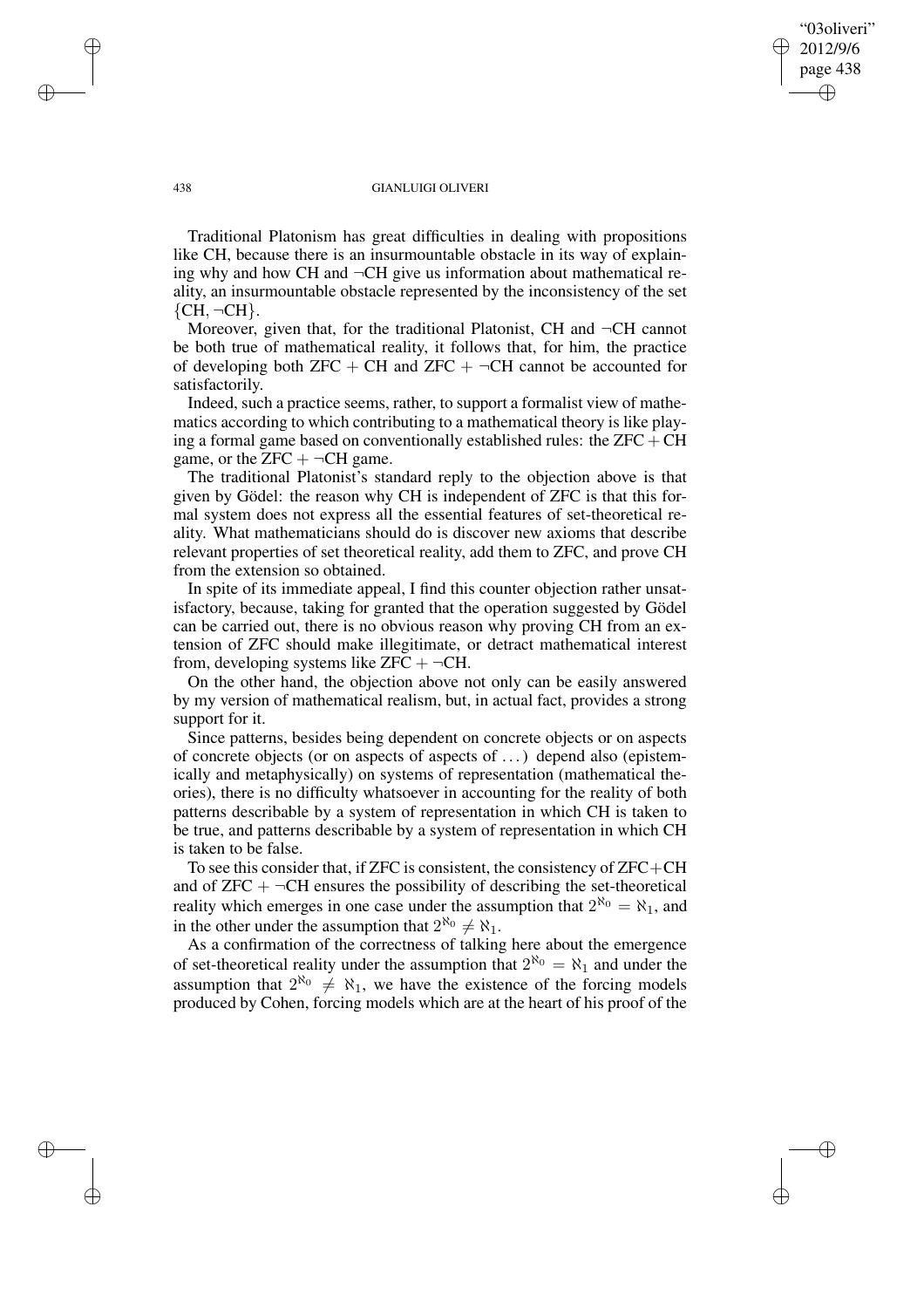Traditional Platonism has great difficulties in dealing with propositions like CH, because there is an insurmountable obstacle in its way of explaining why and how CH and $\neg$CH give us information about mathematical reality, an insurmountable obstacle represented by the inconsistency of the set $\{\text{CH}, \neg\text{CH}\}$.

Moreover, given that, for the traditional Platonist, CH and $\neg$CH cannot be both true of mathematical reality, it follows that, for him, the practice of developing both ZFC + CH and ZFC + $\neg$CH cannot be accounted for satisfactorily.

Indeed, such a practice seems, rather, to support a formalist view of mathematics according to which contributing to a mathematical theory is like playing a formal game based on conventionally established rules: the ZFC + CH game, or the ZFC + $\neg$CH game.

The traditional Platonist's standard reply to the objection above is that given by Gödel: the reason why CH is independent of ZFC is that this formal system does not express all the essential features of set-theoretical reality. What mathematicians should do is discover new axioms that describe relevant properties of set theoretical reality, add them to ZFC, and prove CH from the extension so obtained.

In spite of its immediate appeal, I find this counter objection rather unsatisfactory, because, taking for granted that the operation suggested by Gödel can be carried out, there is no obvious reason why proving CH from an extension of ZFC should make illegitimate, or detract mathematical interest from, developing systems like ZFC + $\neg$CH.

On the other hand, the objection above not only can be easily answered by my version of mathematical realism, but, in actual fact, provides a strong support for it.

Since patterns, besides being dependent on concrete objects or on aspects of concrete objects (or on aspects of aspects of ...) depend also (epistemically and metaphysically) on systems of representation (mathematical theories), there is no difficulty whatsoever in accounting for the reality of both patterns describable by a system of representation in which CH is taken to be true, and patterns describable by a system of representation in which CH is taken to be false.

To see this consider that, if ZFC is consistent, the consistency of ZFC+CH and of ZFC + $\neg$CH ensures the possibility of describing the set-theoretical reality which emerges in one case under the assumption that $2^{\aleph_0} = \aleph_1$, and in the other under the assumption that $2^{\aleph_0} \neq \aleph_1$.

As a confirmation of the correctness of talking here about the emergence of set-theoretical reality under the assumption that $2^{\aleph_0} = \aleph_1$ and under the assumption that $2^{\aleph_0} \neq \aleph_1$, we have the existence of the forcing models produced by Cohen, forcing models which are at the heart of his proof of the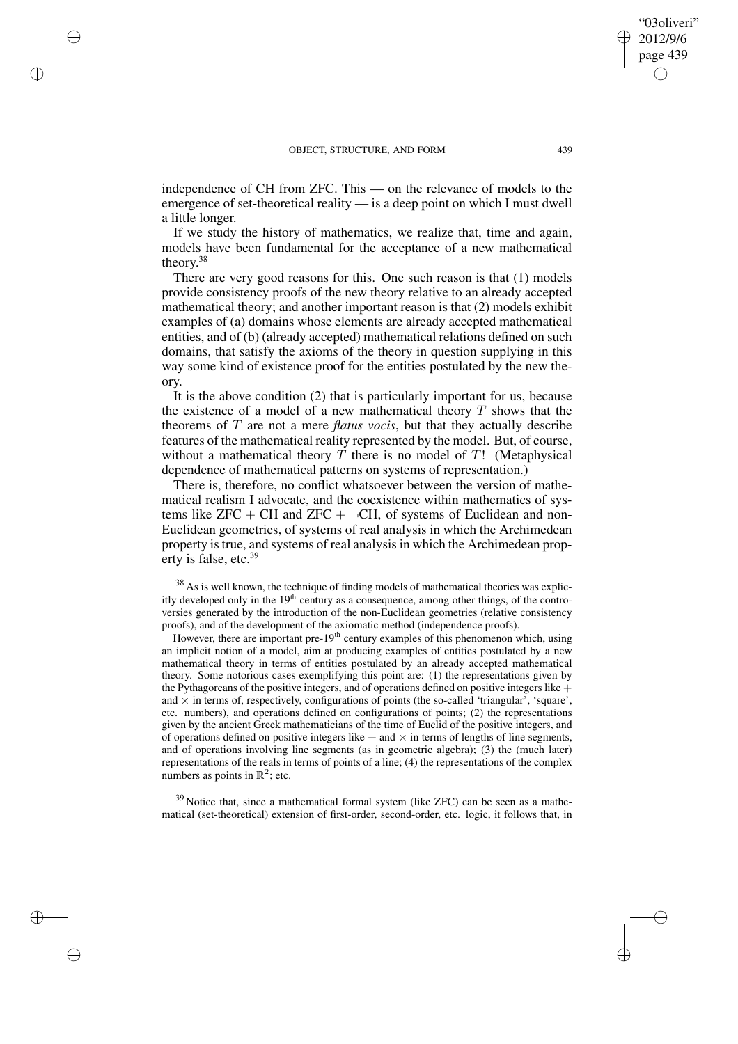independence of CH from ZFC. This — on the relevance of models to the emergence of set-theoretical reality — is a deep point on which I must dwell a little longer.

If we study the history of mathematics, we realize that, time and again, models have been fundamental for the acceptance of a new mathematical theory.[38]

There are very good reasons for this. One such reason is that (1) models provide consistency proofs of the new theory relative to an already accepted mathematical theory; and another important reason is that (2) models exhibit examples of (a) domains whose elements are already accepted mathematical entities, and of (b) (already accepted) mathematical relations defined on such domains, that satisfy the axioms of the theory in question supplying in this way some kind of existence proof for the entities postulated by the new theory.

It is the above condition (2) that is particularly important for us, because the existence of a model of a new mathematical theory $T$ shows that the theorems of $T$ are not a mere *flatus vocis*, but that they actually describe features of the mathematical reality represented by the model. But, of course, without a mathematical theory $T$ there is no model of $T$! (Metaphysical dependence of mathematical patterns on systems of representation.)

There is, therefore, no conflict whatsoever between the version of mathematical realism I advocate, and the coexistence within mathematics of systems like ZFC + CH and ZFC + ¬CH, of systems of Euclidean and non-Euclidean geometries, of systems of real analysis in which the Archimedean property is true, and systems of real analysis in which the Archimedean property is false, etc.[39]

[38] As is well known, the technique of finding models of mathematical theories was explicitly developed only in the 19[th] century as a consequence, among other things, of the controversies generated by the introduction of the non-Euclidean geometries (relative consistency proofs), and of the development of the axiomatic method (independence proofs).

However, there are important pre-19[th] century examples of this phenomenon which, using an implicit notion of a model, aim at producing examples of entities postulated by a new mathematical theory in terms of entities postulated by an already accepted mathematical theory. Some notorious cases exemplifying this point are: (1) the representations given by the Pythagoreans of the positive integers, and of operations defined on positive integers like $+$ and $\times$ in terms of, respectively, configurations of points (the so-called 'triangular', 'square', etc. numbers), and operations defined on configurations of points; (2) the representations given by the ancient Greek mathematicians of the time of Euclid of the positive integers, and of operations defined on positive integers like $+$ and $\times$ in terms of lengths of line segments, and of operations involving line segments (as in geometric algebra); (3) the (much later) representations of the reals in terms of points of a line; (4) the representations of the complex numbers as points in $\mathbb{R}^2$; etc.

[39] Notice that, since a mathematical formal system (like ZFC) can be seen as a mathematical (set-theoretical) extension of first-order, second-order, etc. logic, it follows that, in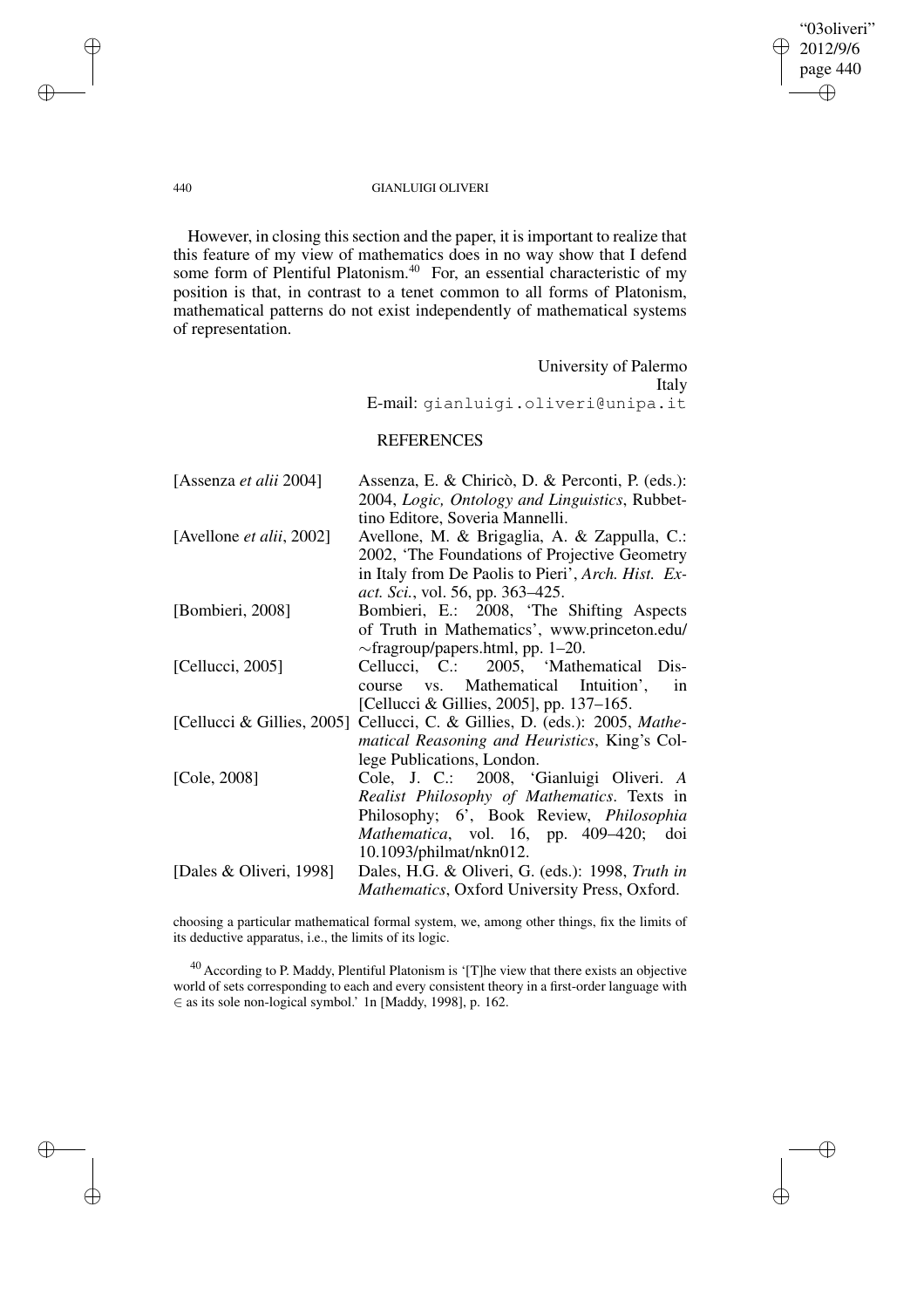However, in closing this section and the paper, it is important to realize that this feature of my view of mathematics does in no way show that I defend some form of Plentiful Platonism.[40] For, an essential characteristic of my position is that, in contrast to a tenet common to all forms of Platonism, mathematical patterns do not exist independently of mathematical systems of representation.

University of Palermo
Italy
E-mail: gianluigi.oliveri@unipa.it

## REFERENCES

| | |
|---|---|
| [Assenza *et alii* 2004] | Assenza, E. & Chiricò, D. & Perconti, P. (eds.): 2004, *Logic, Ontology and Linguistics*, Rubbettino Editore, Soveria Mannelli. |
| [Avellone *et alii*, 2002] | Avellone, M. & Brigaglia, A. & Zappulla, C.: 2002, 'The Foundations of Projective Geometry in Italy from De Paolis to Pieri', *Arch. Hist. Exact. Sci.*, vol. 56, pp. 363–425. |
| [Bombieri, 2008] | Bombieri, E.: 2008, 'The Shifting Aspects of Truth in Mathematics', www.princeton.edu/~fragroup/papers.html, pp. 1–20. |
| [Cellucci, 2005] | Cellucci, C.: 2005, 'Mathematical Discourse vs. Mathematical Intuition', in [Cellucci & Gillies, 2005], pp. 137–165. |
| [Cellucci & Gillies, 2005] | Cellucci, C. & Gillies, D. (eds.): 2005, *Mathematical Reasoning and Heuristics*, King's College Publications, London. |
| [Cole, 2008] | Cole, J. C.: 2008, 'Gianluigi Oliveri. *A Realist Philosophy of Mathematics*. Texts in Philosophy; 6', Book Review, *Philosophia Mathematica*, vol. 16, pp. 409–420; doi 10.1093/philmat/nkn012. |
| [Dales & Oliveri, 1998] | Dales, H.G. & Oliveri, G. (eds.): 1998, *Truth in Mathematics*, Oxford University Press, Oxford. |

choosing a particular mathematical formal system, we, among other things, fix the limits of its deductive apparatus, i.e., the limits of its logic.

[40] According to P. Maddy, Plentiful Platonism is '[T]he view that there exists an objective world of sets corresponding to each and every consistent theory in a first-order language with $\in$ as its sole non-logical symbol.' 1n [Maddy, 1998], p. 162.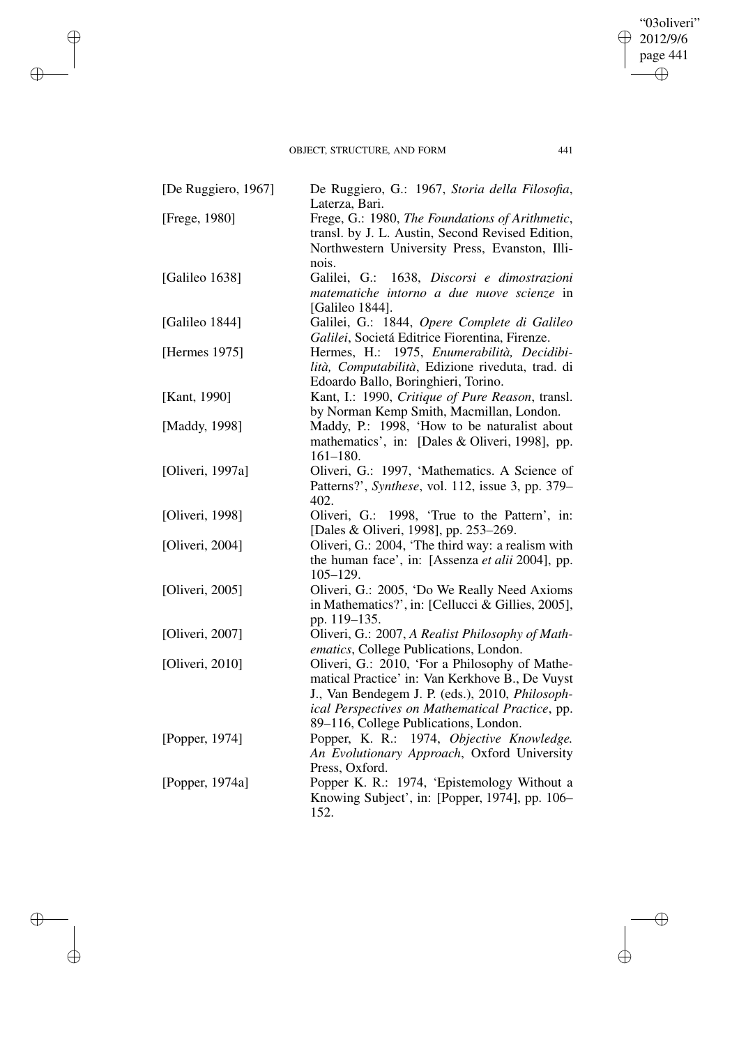| | |
|---|---|
| [De Ruggiero, 1967] | De Ruggiero, G.: 1967, *Storia della Filosofia*, Laterza, Bari. |
| [Frege, 1980] | Frege, G.: 1980, *The Foundations of Arithmetic*, transl. by J. L. Austin, Second Revised Edition, Northwestern University Press, Evanston, Illinois. |
| [Galileo 1638] | Galilei, G.: 1638, *Discorsi e dimostrazioni matematiche intorno a due nuove scienze* in [Galileo 1844]. |
| [Galileo 1844] | Galilei, G.: 1844, *Opere Complete di Galileo Galilei*, Societá Editrice Fiorentina, Firenze. |
| [Hermes 1975] | Hermes, H.: 1975, *Enumerabilità, Decidibilità, Computabilità*, Edizione riveduta, trad. di Edoardo Ballo, Boringhieri, Torino. |
| [Kant, 1990] | Kant, I.: 1990, *Critique of Pure Reason*, transl. by Norman Kemp Smith, Macmillan, London. |
| [Maddy, 1998] | Maddy, P.: 1998, 'How to be naturalist about mathematics', in: [Dales & Oliveri, 1998], pp. 161–180. |
| [Oliveri, 1997a] | Oliveri, G.: 1997, 'Mathematics. A Science of Patterns?', *Synthese*, vol. 112, issue 3, pp. 379–402. |
| [Oliveri, 1998] | Oliveri, G.: 1998, 'True to the Pattern', in: [Dales & Oliveri, 1998], pp. 253–269. |
| [Oliveri, 2004] | Oliveri, G.: 2004, 'The third way: a realism with the human face', in: [Assenza *et alii* 2004], pp. 105–129. |
| [Oliveri, 2005] | Oliveri, G.: 2005, 'Do We Really Need Axioms in Mathematics?', in: [Cellucci & Gillies, 2005], pp. 119–135. |
| [Oliveri, 2007] | Oliveri, G.: 2007, *A Realist Philosophy of Mathematics*, College Publications, London. |
| [Oliveri, 2010] | Oliveri, G.: 2010, 'For a Philosophy of Mathematical Practice' in: Van Kerkhove B., De Vuyst J., Van Bendegem J. P. (eds.), 2010, *Philosophical Perspectives on Mathematical Practice*, pp. 89–116, College Publications, London. |
| [Popper, 1974] | Popper, K. R.: 1974, *Objective Knowledge. An Evolutionary Approach*, Oxford University Press, Oxford. |
| [Popper, 1974a] | Popper K. R.: 1974, 'Epistemology Without a Knowing Subject', in: [Popper, 1974], pp. 106–152. |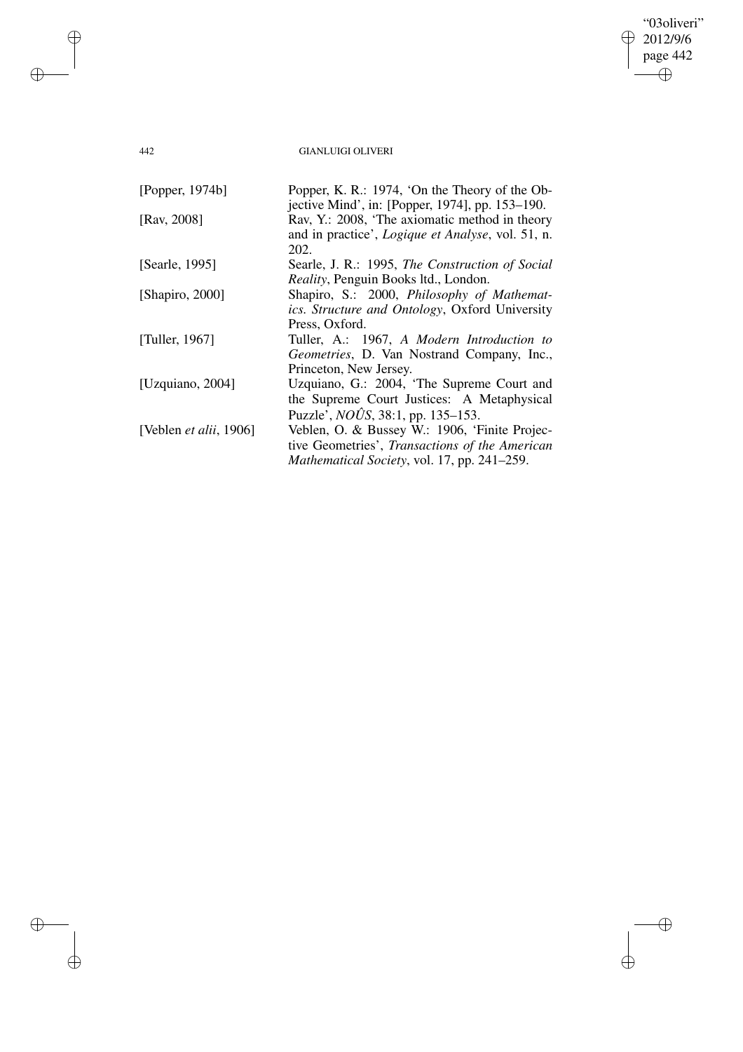[Popper, 1974b] Popper, K. R.: 1974, 'On the Theory of the Objective Mind', in: [Popper, 1974], pp. 153–190.

[Rav, 2008] Rav, Y.: 2008, 'The axiomatic method in theory and in practice', *Logique et Analyse*, vol. 51, n. 202.

[Searle, 1995] Searle, J. R.: 1995, *The Construction of Social Reality*, Penguin Books ltd., London.

[Shapiro, 2000] Shapiro, S.: 2000, *Philosophy of Mathematics. Structure and Ontology*, Oxford University Press, Oxford.

[Tuller, 1967] Tuller, A.: 1967, *A Modern Introduction to Geometries*, D. Van Nostrand Company, Inc., Princeton, New Jersey.

[Uzquiano, 2004] Uzquiano, G.: 2004, 'The Supreme Court and the Supreme Court Justices: A Metaphysical Puzzle', *NOÛS*, 38:1, pp. 135–153.

[Veblen *et alii*, 1906] Veblen, O. & Bussey W.: 1906, 'Finite Projective Geometries', *Transactions of the American Mathematical Society*, vol. 17, pp. 241–259.